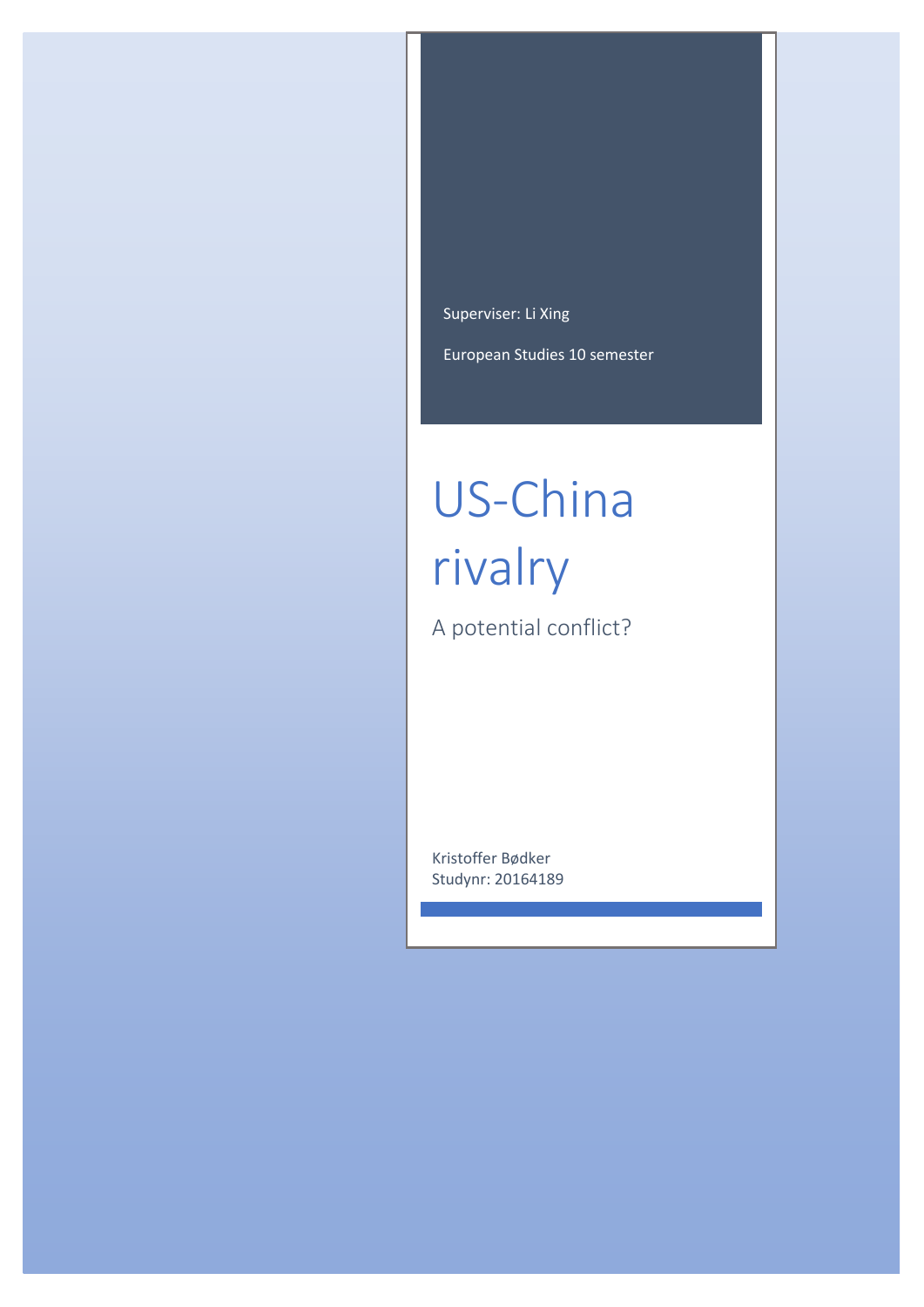Superviser: Li Xing

European Studies 10 semester

# US-China rivalry

## A potential conflict?

Kristoffer Bødker
Studynr: 20164189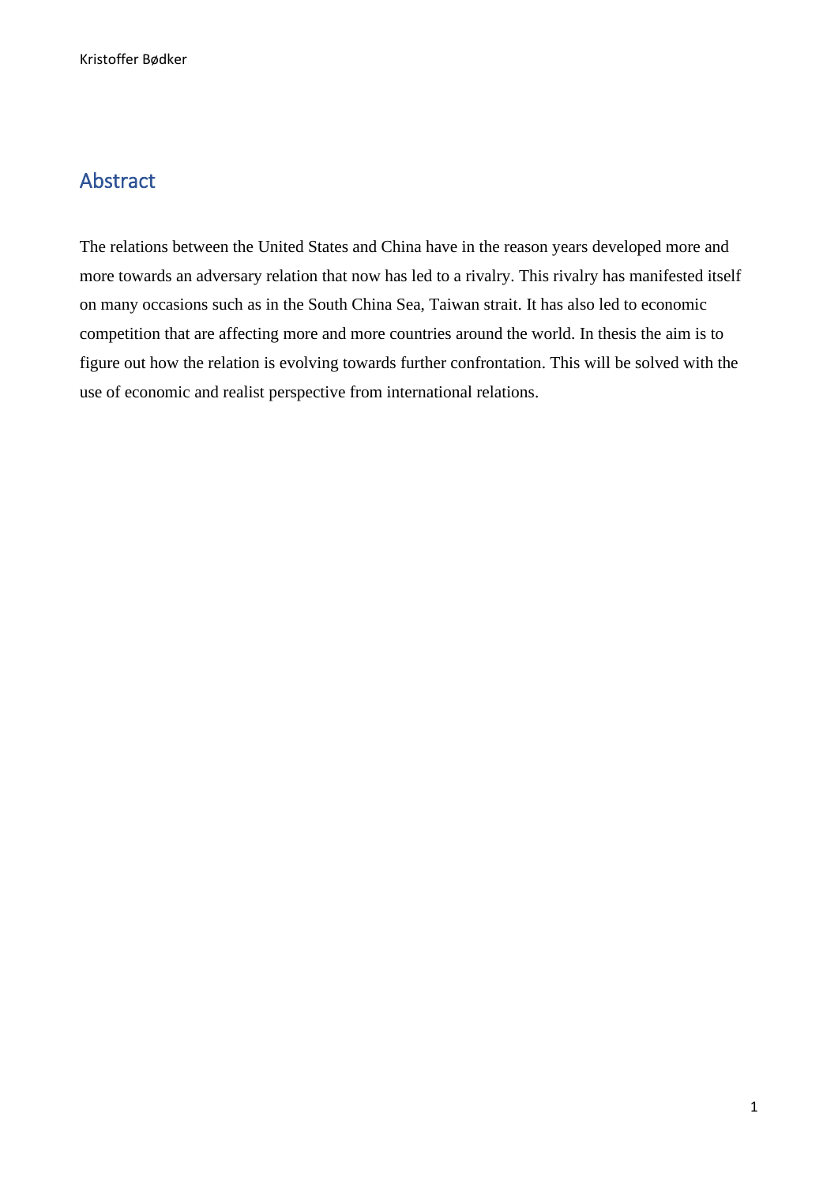## Abstract

The relations between the United States and China have in the reason years developed more and more towards an adversary relation that now has led to a rivalry. This rivalry has manifested itself on many occasions such as in the South China Sea, Taiwan strait. It has also led to economic competition that are affecting more and more countries around the world. In thesis the aim is to figure out how the relation is evolving towards further confrontation. This will be solved with the use of economic and realist perspective from international relations.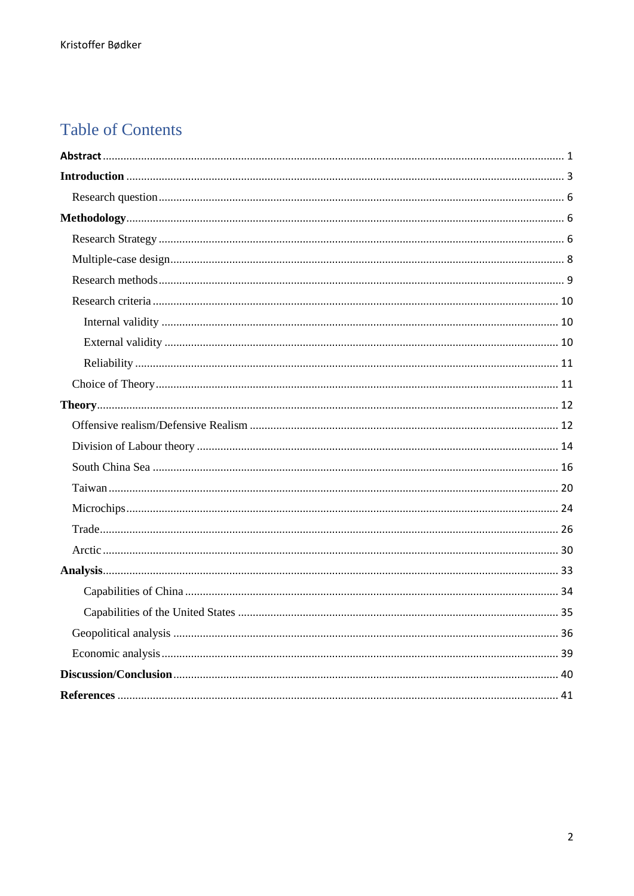# Table of Contents

**Abstract** ... 1

**Introduction** ... 3

- Research question ... 6

**Methodology** ... 6

- Research Strategy ... 6
- Multiple-case design ... 8
- Research methods ... 9
- Research criteria ... 10
  - Internal validity ... 10
  - External validity ... 10
  - Reliability ... 11
- Choice of Theory ... 11

**Theory** ... 12

- Offensive realism/Defensive Realism ... 12
- Division of Labour theory ... 14
- South China Sea ... 16
- Taiwan ... 20
- Microchips ... 24
- Trade ... 26
- Arctic ... 30

**Analysis** ... 33

- Capabilities of China ... 34
- Capabilities of the United States ... 35
- Geopolitical analysis ... 36
- Economic analysis ... 39

**Discussion/Conclusion** ... 40

**References** ... 41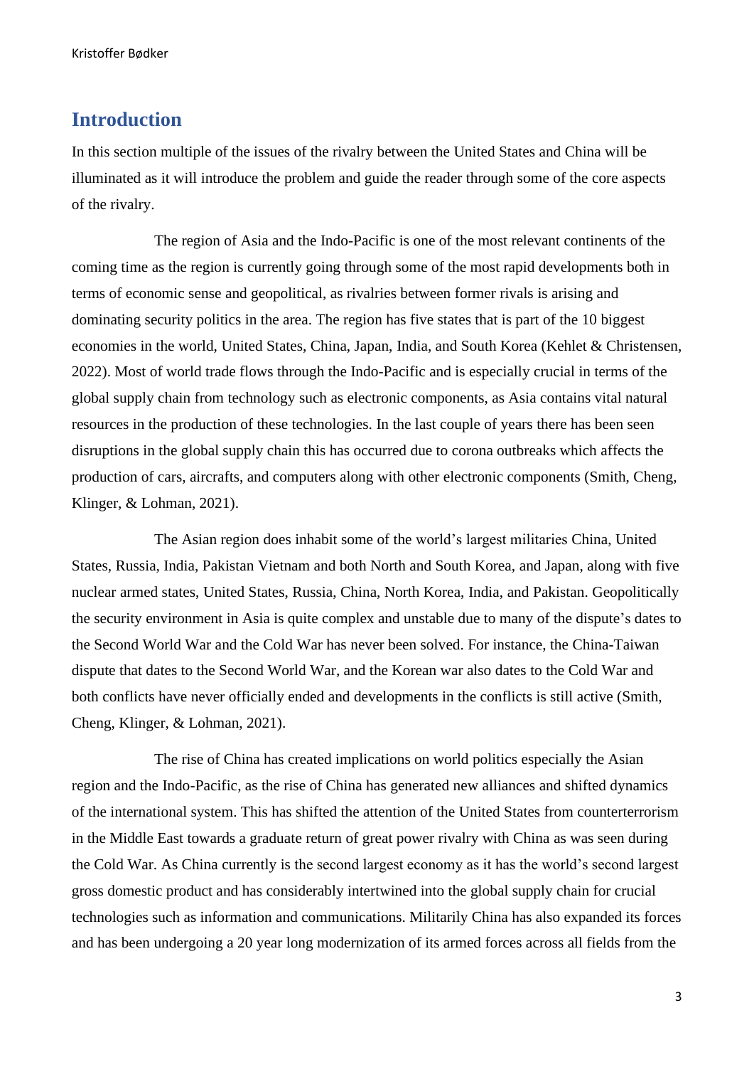## Introduction

In this section multiple of the issues of the rivalry between the United States and China will be illuminated as it will introduce the problem and guide the reader through some of the core aspects of the rivalry.

The region of Asia and the Indo-Pacific is one of the most relevant continents of the coming time as the region is currently going through some of the most rapid developments both in terms of economic sense and geopolitical, as rivalries between former rivals is arising and dominating security politics in the area. The region has five states that is part of the 10 biggest economies in the world, United States, China, Japan, India, and South Korea (Kehlet & Christensen, 2022). Most of world trade flows through the Indo-Pacific and is especially crucial in terms of the global supply chain from technology such as electronic components, as Asia contains vital natural resources in the production of these technologies. In the last couple of years there has been seen disruptions in the global supply chain this has occurred due to corona outbreaks which affects the production of cars, aircrafts, and computers along with other electronic components (Smith, Cheng, Klinger, & Lohman, 2021).

The Asian region does inhabit some of the world's largest militaries China, United States, Russia, India, Pakistan Vietnam and both North and South Korea, and Japan, along with five nuclear armed states, United States, Russia, China, North Korea, India, and Pakistan. Geopolitically the security environment in Asia is quite complex and unstable due to many of the dispute's dates to the Second World War and the Cold War has never been solved. For instance, the China-Taiwan dispute that dates to the Second World War, and the Korean war also dates to the Cold War and both conflicts have never officially ended and developments in the conflicts is still active (Smith, Cheng, Klinger, & Lohman, 2021).

The rise of China has created implications on world politics especially the Asian region and the Indo-Pacific, as the rise of China has generated new alliances and shifted dynamics of the international system. This has shifted the attention of the United States from counterterrorism in the Middle East towards a graduate return of great power rivalry with China as was seen during the Cold War. As China currently is the second largest economy as it has the world's second largest gross domestic product and has considerably intertwined into the global supply chain for crucial technologies such as information and communications. Militarily China has also expanded its forces and has been undergoing a 20 year long modernization of its armed forces across all fields from the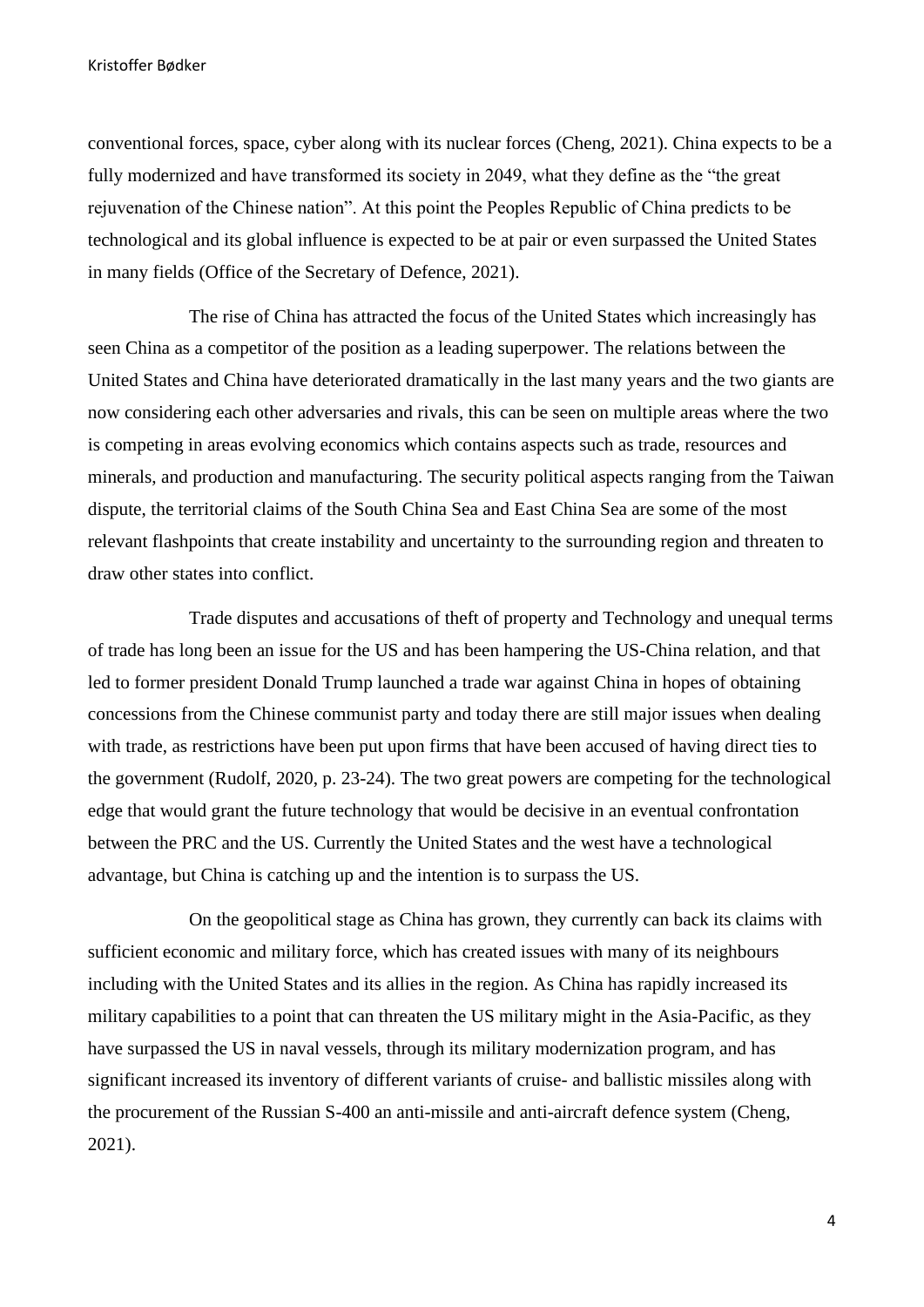conventional forces, space, cyber along with its nuclear forces (Cheng, 2021). China expects to be a fully modernized and have transformed its society in 2049, what they define as the "the great rejuvenation of the Chinese nation". At this point the Peoples Republic of China predicts to be technological and its global influence is expected to be at pair or even surpassed the United States in many fields (Office of the Secretary of Defence, 2021).

The rise of China has attracted the focus of the United States which increasingly has seen China as a competitor of the position as a leading superpower. The relations between the United States and China have deteriorated dramatically in the last many years and the two giants are now considering each other adversaries and rivals, this can be seen on multiple areas where the two is competing in areas evolving economics which contains aspects such as trade, resources and minerals, and production and manufacturing. The security political aspects ranging from the Taiwan dispute, the territorial claims of the South China Sea and East China Sea are some of the most relevant flashpoints that create instability and uncertainty to the surrounding region and threaten to draw other states into conflict.

Trade disputes and accusations of theft of property and Technology and unequal terms of trade has long been an issue for the US and has been hampering the US-China relation, and that led to former president Donald Trump launched a trade war against China in hopes of obtaining concessions from the Chinese communist party and today there are still major issues when dealing with trade, as restrictions have been put upon firms that have been accused of having direct ties to the government (Rudolf, 2020, p. 23-24). The two great powers are competing for the technological edge that would grant the future technology that would be decisive in an eventual confrontation between the PRC and the US. Currently the United States and the west have a technological advantage, but China is catching up and the intention is to surpass the US.

On the geopolitical stage as China has grown, they currently can back its claims with sufficient economic and military force, which has created issues with many of its neighbours including with the United States and its allies in the region. As China has rapidly increased its military capabilities to a point that can threaten the US military might in the Asia-Pacific, as they have surpassed the US in naval vessels, through its military modernization program, and has significant increased its inventory of different variants of cruise- and ballistic missiles along with the procurement of the Russian S-400 an anti-missile and anti-aircraft defence system (Cheng, 2021).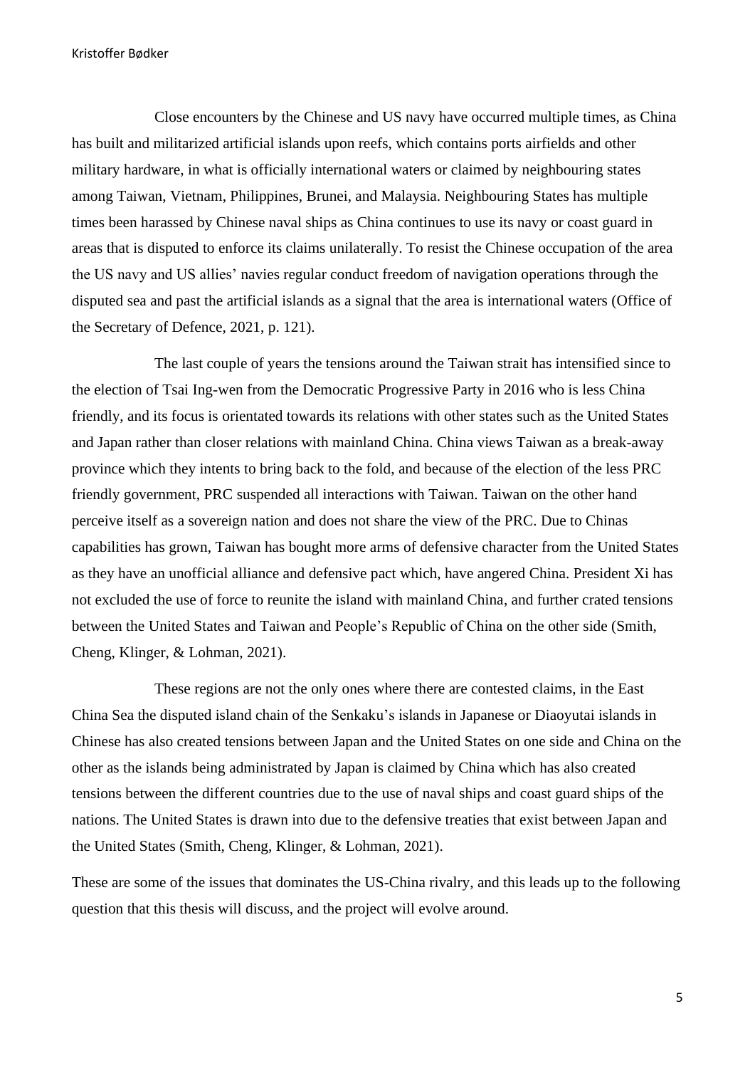Close encounters by the Chinese and US navy have occurred multiple times, as China has built and militarized artificial islands upon reefs, which contains ports airfields and other military hardware, in what is officially international waters or claimed by neighbouring states among Taiwan, Vietnam, Philippines, Brunei, and Malaysia. Neighbouring States has multiple times been harassed by Chinese naval ships as China continues to use its navy or coast guard in areas that is disputed to enforce its claims unilaterally. To resist the Chinese occupation of the area the US navy and US allies' navies regular conduct freedom of navigation operations through the disputed sea and past the artificial islands as a signal that the area is international waters (Office of the Secretary of Defence, 2021, p. 121).

The last couple of years the tensions around the Taiwan strait has intensified since to the election of Tsai Ing-wen from the Democratic Progressive Party in 2016 who is less China friendly, and its focus is orientated towards its relations with other states such as the United States and Japan rather than closer relations with mainland China. China views Taiwan as a break-away province which they intents to bring back to the fold, and because of the election of the less PRC friendly government, PRC suspended all interactions with Taiwan. Taiwan on the other hand perceive itself as a sovereign nation and does not share the view of the PRC. Due to Chinas capabilities has grown, Taiwan has bought more arms of defensive character from the United States as they have an unofficial alliance and defensive pact which, have angered China. President Xi has not excluded the use of force to reunite the island with mainland China, and further crated tensions between the United States and Taiwan and People's Republic of China on the other side (Smith, Cheng, Klinger, & Lohman, 2021).

These regions are not the only ones where there are contested claims, in the East China Sea the disputed island chain of the Senkaku's islands in Japanese or Diaoyutai islands in Chinese has also created tensions between Japan and the United States on one side and China on the other as the islands being administrated by Japan is claimed by China which has also created tensions between the different countries due to the use of naval ships and coast guard ships of the nations. The United States is drawn into due to the defensive treaties that exist between Japan and the United States (Smith, Cheng, Klinger, & Lohman, 2021).

These are some of the issues that dominates the US-China rivalry, and this leads up to the following question that this thesis will discuss, and the project will evolve around.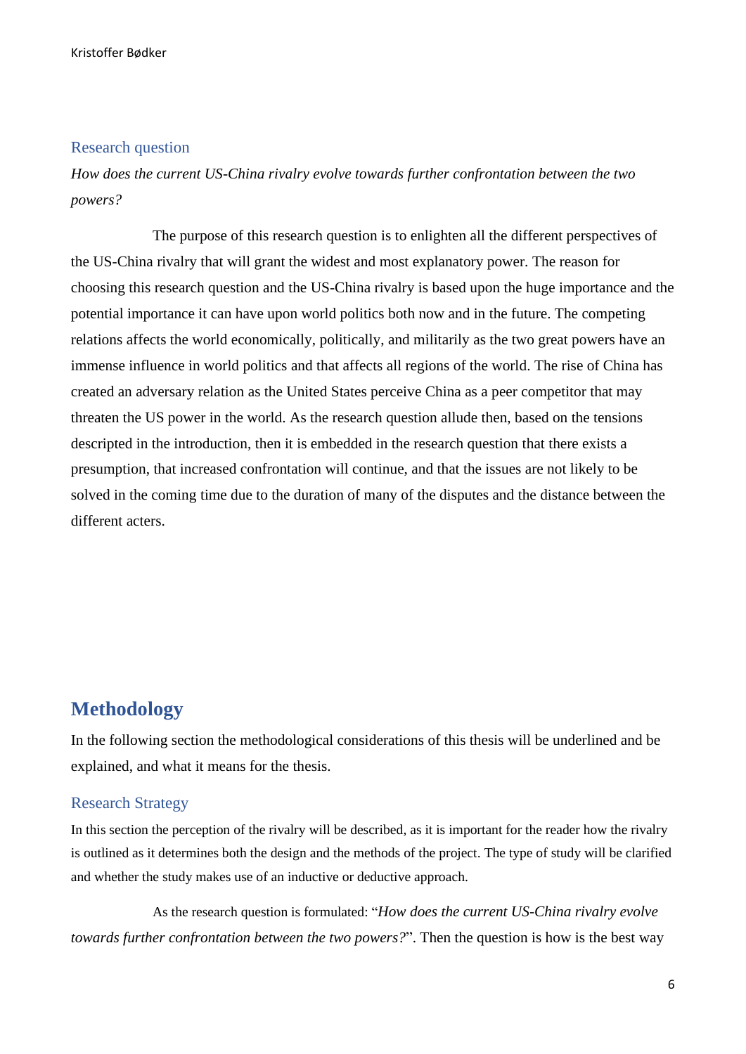### Research question

*How does the current US-China rivalry evolve towards further confrontation between the two powers?*

The purpose of this research question is to enlighten all the different perspectives of the US-China rivalry that will grant the widest and most explanatory power. The reason for choosing this research question and the US-China rivalry is based upon the huge importance and the potential importance it can have upon world politics both now and in the future. The competing relations affects the world economically, politically, and militarily as the two great powers have an immense influence in world politics and that affects all regions of the world. The rise of China has created an adversary relation as the United States perceive China as a peer competitor that may threaten the US power in the world. As the research question allude then, based on the tensions descripted in the introduction, then it is embedded in the research question that there exists a presumption, that increased confrontation will continue, and that the issues are not likely to be solved in the coming time due to the duration of many of the disputes and the distance between the different acters.

## Methodology

In the following section the methodological considerations of this thesis will be underlined and be explained, and what it means for the thesis.

### Research Strategy

In this section the perception of the rivalry will be described, as it is important for the reader how the rivalry is outlined as it determines both the design and the methods of the project. The type of study will be clarified and whether the study makes use of an inductive or deductive approach.

As the research question is formulated: "*How does the current US-China rivalry evolve towards further confrontation between the two powers?*". Then the question is how is the best way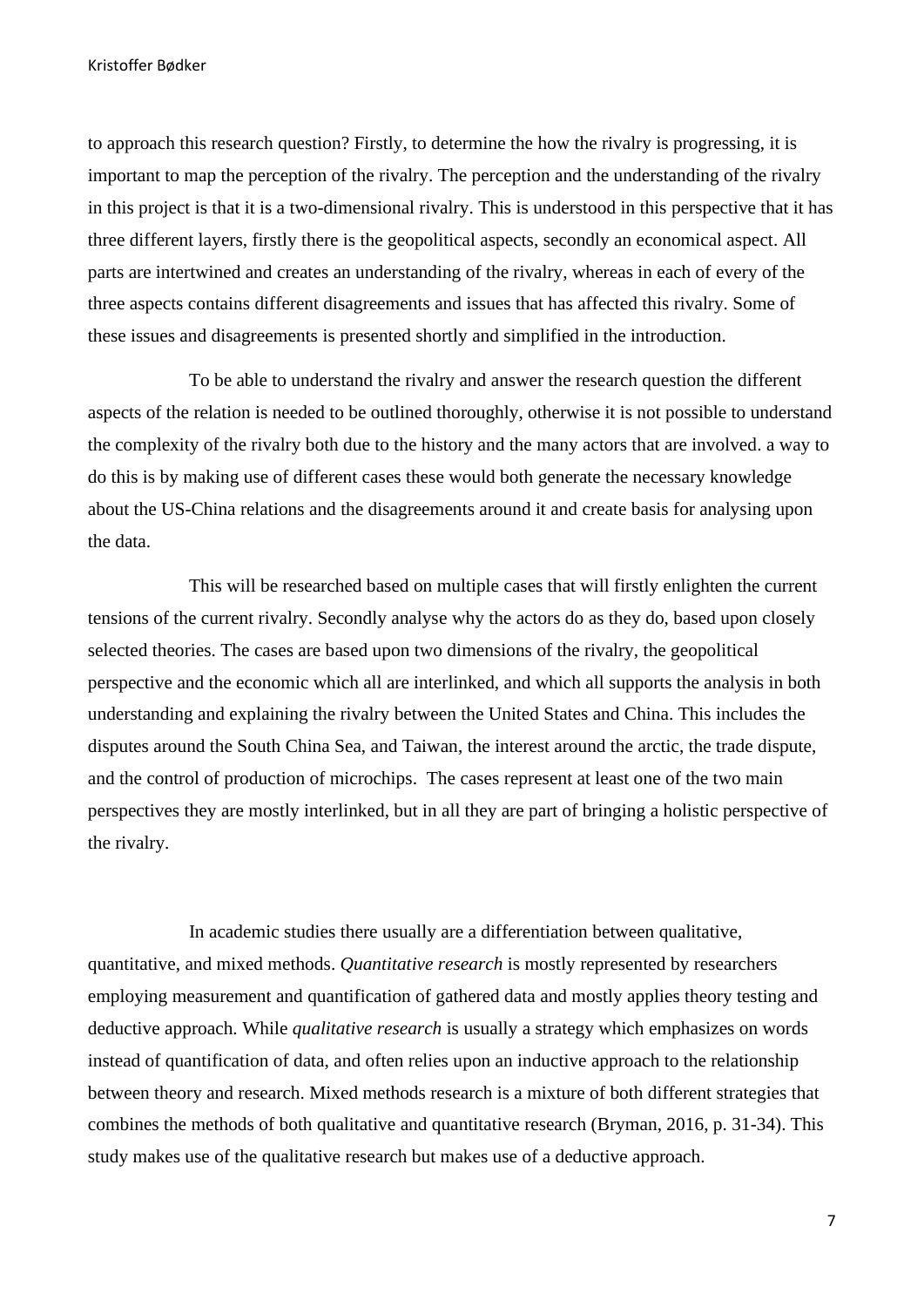to approach this research question? Firstly, to determine the how the rivalry is progressing, it is important to map the perception of the rivalry. The perception and the understanding of the rivalry in this project is that it is a two-dimensional rivalry. This is understood in this perspective that it has three different layers, firstly there is the geopolitical aspects, secondly an economical aspect. All parts are intertwined and creates an understanding of the rivalry, whereas in each of every of the three aspects contains different disagreements and issues that has affected this rivalry. Some of these issues and disagreements is presented shortly and simplified in the introduction.

To be able to understand the rivalry and answer the research question the different aspects of the relation is needed to be outlined thoroughly, otherwise it is not possible to understand the complexity of the rivalry both due to the history and the many actors that are involved. a way to do this is by making use of different cases these would both generate the necessary knowledge about the US-China relations and the disagreements around it and create basis for analysing upon the data.

This will be researched based on multiple cases that will firstly enlighten the current tensions of the current rivalry. Secondly analyse why the actors do as they do, based upon closely selected theories. The cases are based upon two dimensions of the rivalry, the geopolitical perspective and the economic which all are interlinked, and which all supports the analysis in both understanding and explaining the rivalry between the United States and China. This includes the disputes around the South China Sea, and Taiwan, the interest around the arctic, the trade dispute, and the control of production of microchips. The cases represent at least one of the two main perspectives they are mostly interlinked, but in all they are part of bringing a holistic perspective of the rivalry.

In academic studies there usually are a differentiation between qualitative, quantitative, and mixed methods. *Quantitative research* is mostly represented by researchers employing measurement and quantification of gathered data and mostly applies theory testing and deductive approach. While *qualitative research* is usually a strategy which emphasizes on words instead of quantification of data, and often relies upon an inductive approach to the relationship between theory and research. Mixed methods research is a mixture of both different strategies that combines the methods of both qualitative and quantitative research (Bryman, 2016, p. 31-34). This study makes use of the qualitative research but makes use of a deductive approach.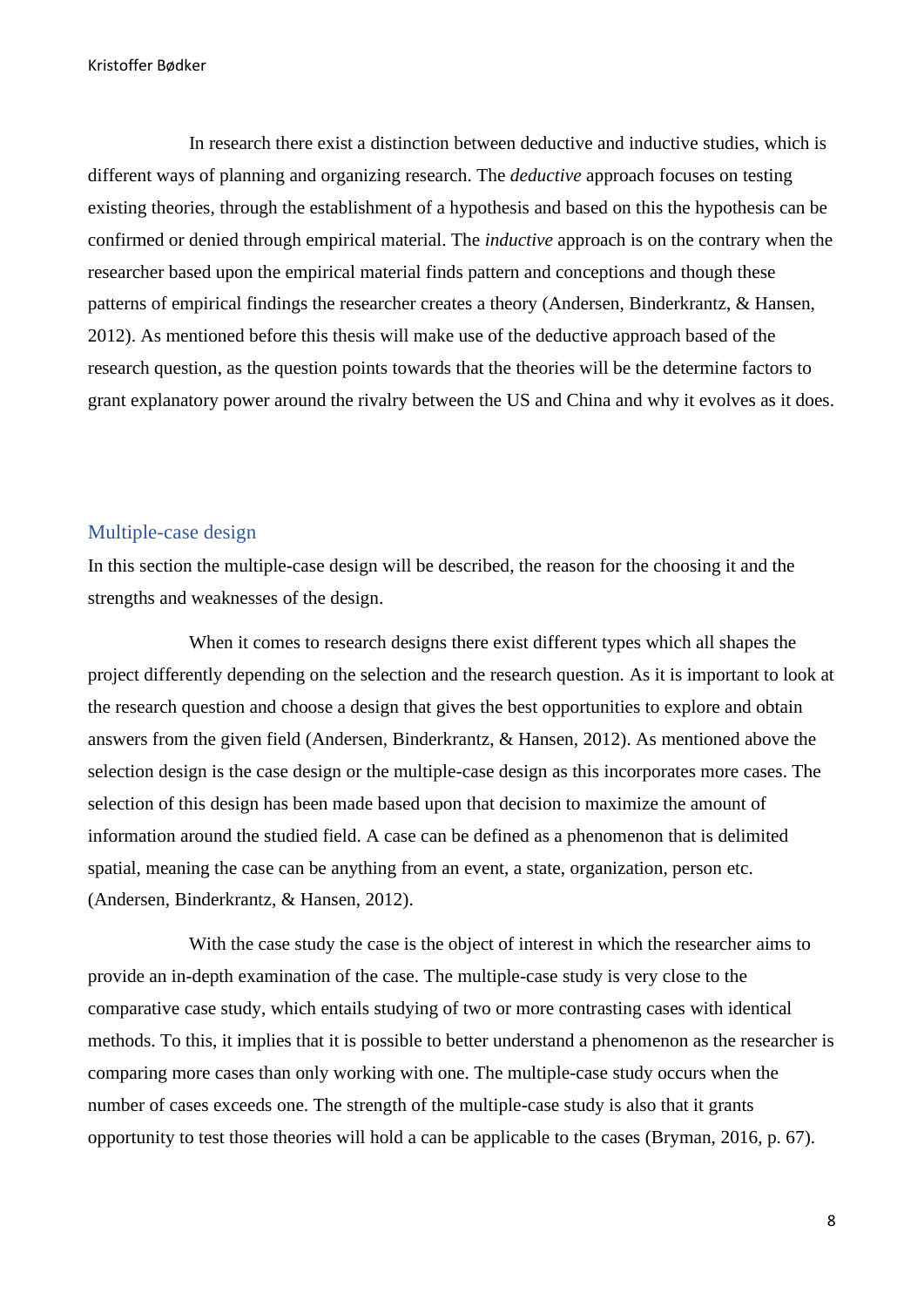In research there exist a distinction between deductive and inductive studies, which is different ways of planning and organizing research. The *deductive* approach focuses on testing existing theories, through the establishment of a hypothesis and based on this the hypothesis can be confirmed or denied through empirical material. The *inductive* approach is on the contrary when the researcher based upon the empirical material finds pattern and conceptions and though these patterns of empirical findings the researcher creates a theory (Andersen, Binderkrantz, & Hansen, 2012). As mentioned before this thesis will make use of the deductive approach based of the research question, as the question points towards that the theories will be the determine factors to grant explanatory power around the rivalry between the US and China and why it evolves as it does.

## Multiple-case design

In this section the multiple-case design will be described, the reason for the choosing it and the strengths and weaknesses of the design.

When it comes to research designs there exist different types which all shapes the project differently depending on the selection and the research question. As it is important to look at the research question and choose a design that gives the best opportunities to explore and obtain answers from the given field (Andersen, Binderkrantz, & Hansen, 2012). As mentioned above the selection design is the case design or the multiple-case design as this incorporates more cases. The selection of this design has been made based upon that decision to maximize the amount of information around the studied field. A case can be defined as a phenomenon that is delimited spatial, meaning the case can be anything from an event, a state, organization, person etc. (Andersen, Binderkrantz, & Hansen, 2012).

With the case study the case is the object of interest in which the researcher aims to provide an in-depth examination of the case. The multiple-case study is very close to the comparative case study, which entails studying of two or more contrasting cases with identical methods. To this, it implies that it is possible to better understand a phenomenon as the researcher is comparing more cases than only working with one. The multiple-case study occurs when the number of cases exceeds one. The strength of the multiple-case study is also that it grants opportunity to test those theories will hold a can be applicable to the cases (Bryman, 2016, p. 67).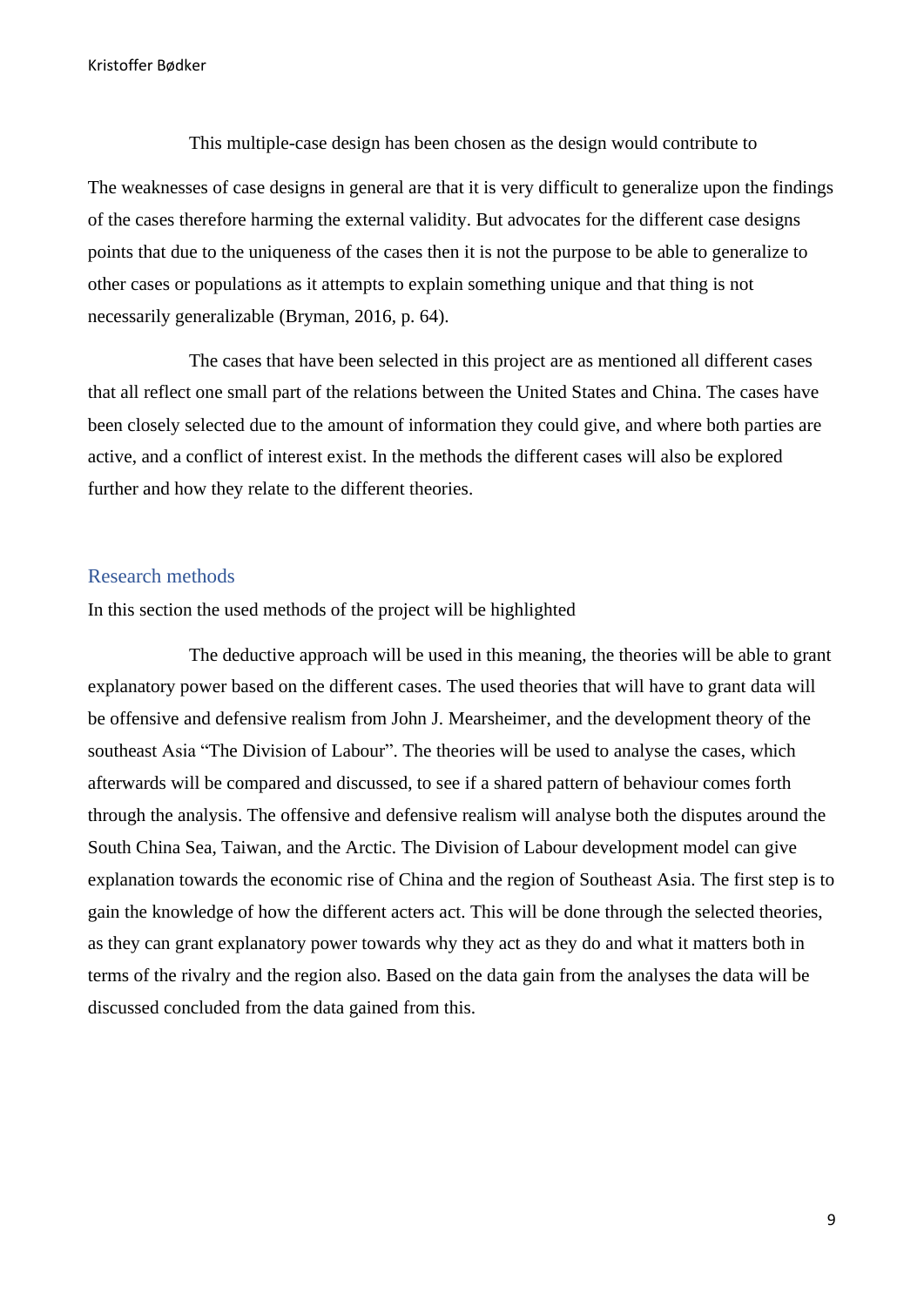This multiple-case design has been chosen as the design would contribute to

The weaknesses of case designs in general are that it is very difficult to generalize upon the findings of the cases therefore harming the external validity. But advocates for the different case designs points that due to the uniqueness of the cases then it is not the purpose to be able to generalize to other cases or populations as it attempts to explain something unique and that thing is not necessarily generalizable (Bryman, 2016, p. 64).

The cases that have been selected in this project are as mentioned all different cases that all reflect one small part of the relations between the United States and China. The cases have been closely selected due to the amount of information they could give, and where both parties are active, and a conflict of interest exist. In the methods the different cases will also be explored further and how they relate to the different theories.

## Research methods

In this section the used methods of the project will be highlighted

The deductive approach will be used in this meaning, the theories will be able to grant explanatory power based on the different cases. The used theories that will have to grant data will be offensive and defensive realism from John J. Mearsheimer, and the development theory of the southeast Asia "The Division of Labour". The theories will be used to analyse the cases, which afterwards will be compared and discussed, to see if a shared pattern of behaviour comes forth through the analysis. The offensive and defensive realism will analyse both the disputes around the South China Sea, Taiwan, and the Arctic. The Division of Labour development model can give explanation towards the economic rise of China and the region of Southeast Asia. The first step is to gain the knowledge of how the different acters act. This will be done through the selected theories, as they can grant explanatory power towards why they act as they do and what it matters both in terms of the rivalry and the region also. Based on the data gain from the analyses the data will be discussed concluded from the data gained from this.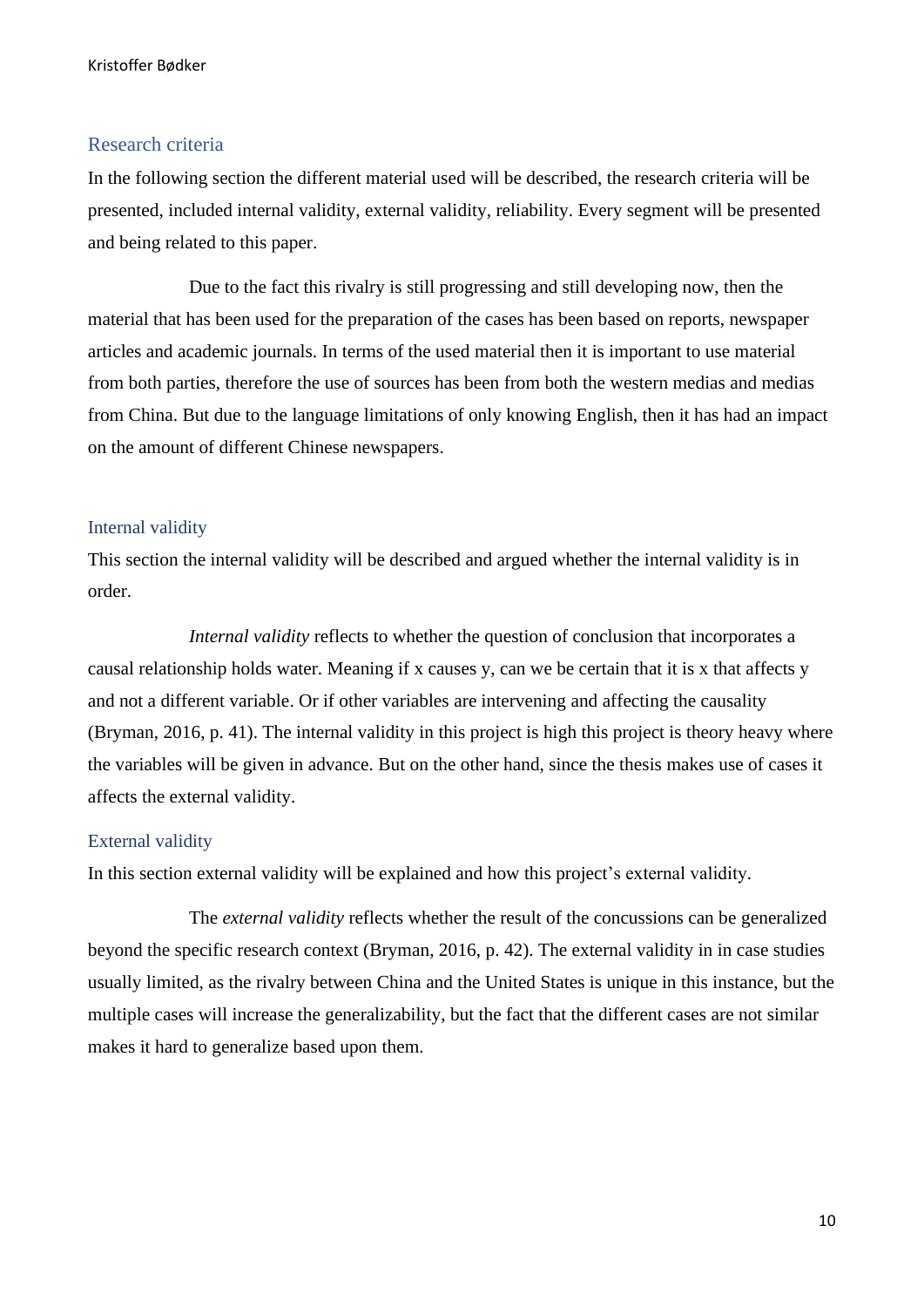## Research criteria

In the following section the different material used will be described, the research criteria will be presented, included internal validity, external validity, reliability. Every segment will be presented and being related to this paper.

Due to the fact this rivalry is still progressing and still developing now, then the material that has been used for the preparation of the cases has been based on reports, newspaper articles and academic journals. In terms of the used material then it is important to use material from both parties, therefore the use of sources has been from both the western medias and medias from China. But due to the language limitations of only knowing English, then it has had an impact on the amount of different Chinese newspapers.

### Internal validity

This section the internal validity will be described and argued whether the internal validity is in order.

*Internal validity* reflects to whether the question of conclusion that incorporates a causal relationship holds water. Meaning if x causes y, can we be certain that it is x that affects y and not a different variable. Or if other variables are intervening and affecting the causality (Bryman, 2016, p. 41). The internal validity in this project is high this project is theory heavy where the variables will be given in advance. But on the other hand, since the thesis makes use of cases it affects the external validity.

### External validity

In this section external validity will be explained and how this project's external validity.

The *external validity* reflects whether the result of the concussions can be generalized beyond the specific research context (Bryman, 2016, p. 42). The external validity in in case studies usually limited, as the rivalry between China and the United States is unique in this instance, but the multiple cases will increase the generalizability, but the fact that the different cases are not similar makes it hard to generalize based upon them.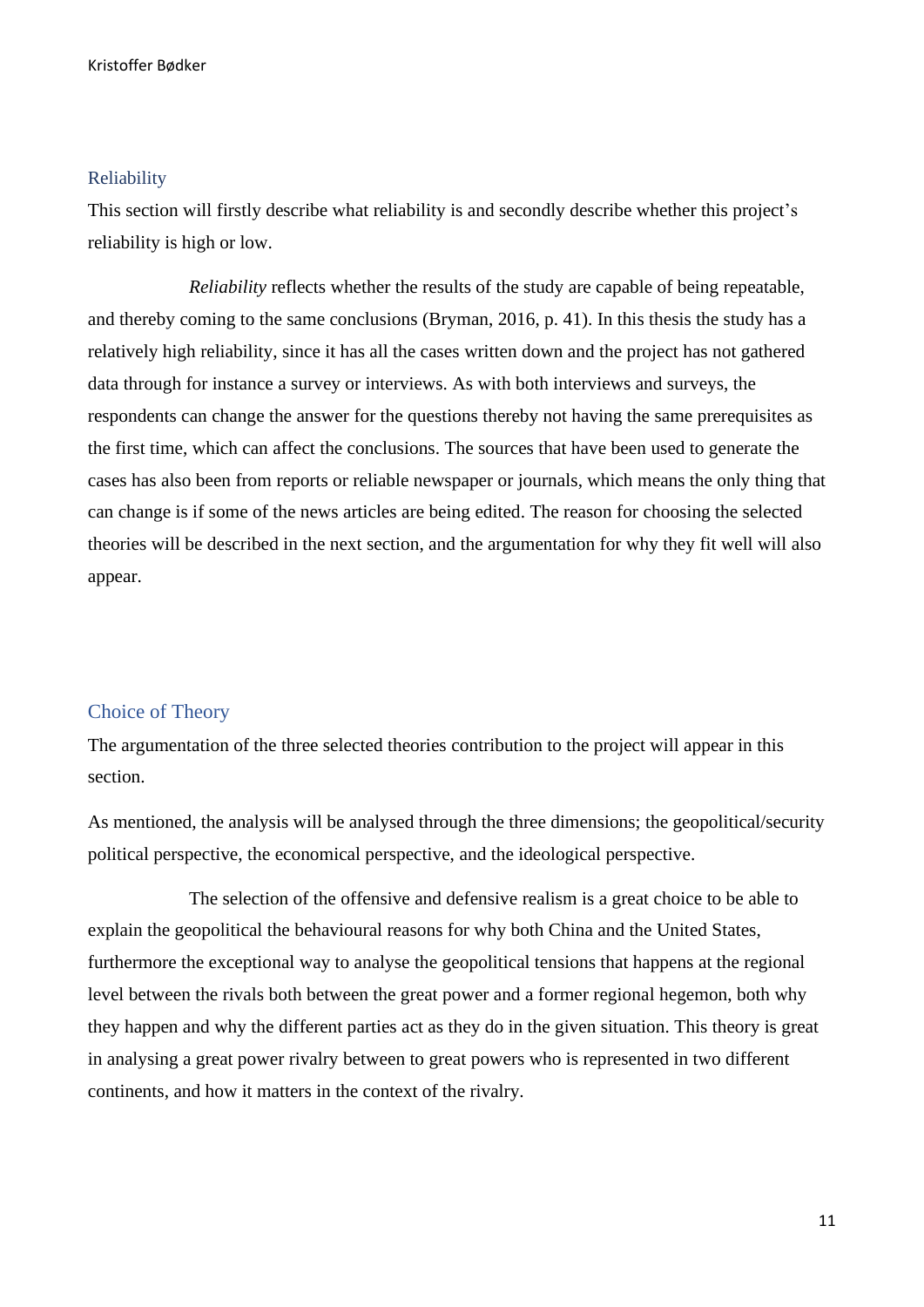## Reliability

This section will firstly describe what reliability is and secondly describe whether this project's reliability is high or low.

*Reliability* reflects whether the results of the study are capable of being repeatable, and thereby coming to the same conclusions (Bryman, 2016, p. 41). In this thesis the study has a relatively high reliability, since it has all the cases written down and the project has not gathered data through for instance a survey or interviews. As with both interviews and surveys, the respondents can change the answer for the questions thereby not having the same prerequisites as the first time, which can affect the conclusions. The sources that have been used to generate the cases has also been from reports or reliable newspaper or journals, which means the only thing that can change is if some of the news articles are being edited. The reason for choosing the selected theories will be described in the next section, and the argumentation for why they fit well will also appear.

## Choice of Theory

The argumentation of the three selected theories contribution to the project will appear in this section.

As mentioned, the analysis will be analysed through the three dimensions; the geopolitical/security political perspective, the economical perspective, and the ideological perspective.

The selection of the offensive and defensive realism is a great choice to be able to explain the geopolitical the behavioural reasons for why both China and the United States, furthermore the exceptional way to analyse the geopolitical tensions that happens at the regional level between the rivals both between the great power and a former regional hegemon, both why they happen and why the different parties act as they do in the given situation. This theory is great in analysing a great power rivalry between to great powers who is represented in two different continents, and how it matters in the context of the rivalry.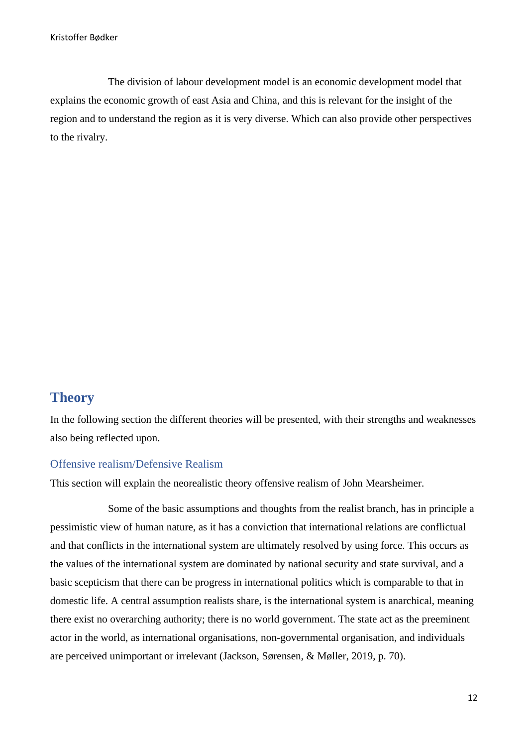The division of labour development model is an economic development model that explains the economic growth of east Asia and China, and this is relevant for the insight of the region and to understand the region as it is very diverse. Which can also provide other perspectives to the rivalry.

# Theory

In the following section the different theories will be presented, with their strengths and weaknesses also being reflected upon.

## Offensive realism/Defensive Realism

This section will explain the neorealistic theory offensive realism of John Mearsheimer.

Some of the basic assumptions and thoughts from the realist branch, has in principle a pessimistic view of human nature, as it has a conviction that international relations are conflictual and that conflicts in the international system are ultimately resolved by using force. This occurs as the values of the international system are dominated by national security and state survival, and a basic scepticism that there can be progress in international politics which is comparable to that in domestic life. A central assumption realists share, is the international system is anarchical, meaning there exist no overarching authority; there is no world government. The state act as the preeminent actor in the world, as international organisations, non-governmental organisation, and individuals are perceived unimportant or irrelevant (Jackson, Sørensen, & Møller, 2019, p. 70).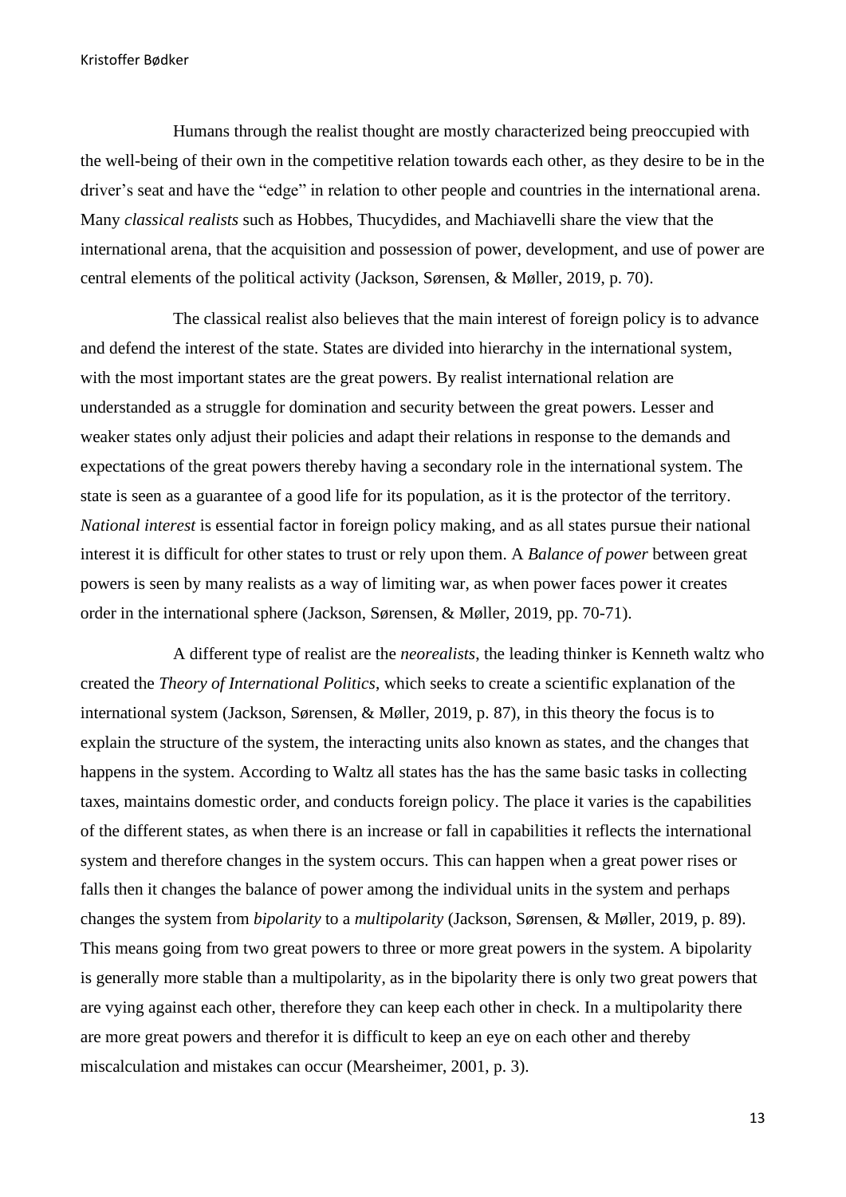Humans through the realist thought are mostly characterized being preoccupied with the well-being of their own in the competitive relation towards each other, as they desire to be in the driver's seat and have the "edge" in relation to other people and countries in the international arena. Many *classical realists* such as Hobbes, Thucydides, and Machiavelli share the view that the international arena, that the acquisition and possession of power, development, and use of power are central elements of the political activity (Jackson, Sørensen, & Møller, 2019, p. 70).

The classical realist also believes that the main interest of foreign policy is to advance and defend the interest of the state. States are divided into hierarchy in the international system, with the most important states are the great powers. By realist international relation are understanded as a struggle for domination and security between the great powers. Lesser and weaker states only adjust their policies and adapt their relations in response to the demands and expectations of the great powers thereby having a secondary role in the international system. The state is seen as a guarantee of a good life for its population, as it is the protector of the territory. *National interest* is essential factor in foreign policy making, and as all states pursue their national interest it is difficult for other states to trust or rely upon them. A *Balance of power* between great powers is seen by many realists as a way of limiting war, as when power faces power it creates order in the international sphere (Jackson, Sørensen, & Møller, 2019, pp. 70-71).

A different type of realist are the *neorealists*, the leading thinker is Kenneth waltz who created the *Theory of International Politics*, which seeks to create a scientific explanation of the international system (Jackson, Sørensen, & Møller, 2019, p. 87), in this theory the focus is to explain the structure of the system, the interacting units also known as states, and the changes that happens in the system. According to Waltz all states has the has the same basic tasks in collecting taxes, maintains domestic order, and conducts foreign policy. The place it varies is the capabilities of the different states, as when there is an increase or fall in capabilities it reflects the international system and therefore changes in the system occurs. This can happen when a great power rises or falls then it changes the balance of power among the individual units in the system and perhaps changes the system from *bipolarity* to a *multipolarity* (Jackson, Sørensen, & Møller, 2019, p. 89). This means going from two great powers to three or more great powers in the system. A bipolarity is generally more stable than a multipolarity, as in the bipolarity there is only two great powers that are vying against each other, therefore they can keep each other in check. In a multipolarity there are more great powers and therefor it is difficult to keep an eye on each other and thereby miscalculation and mistakes can occur (Mearsheimer, 2001, p. 3).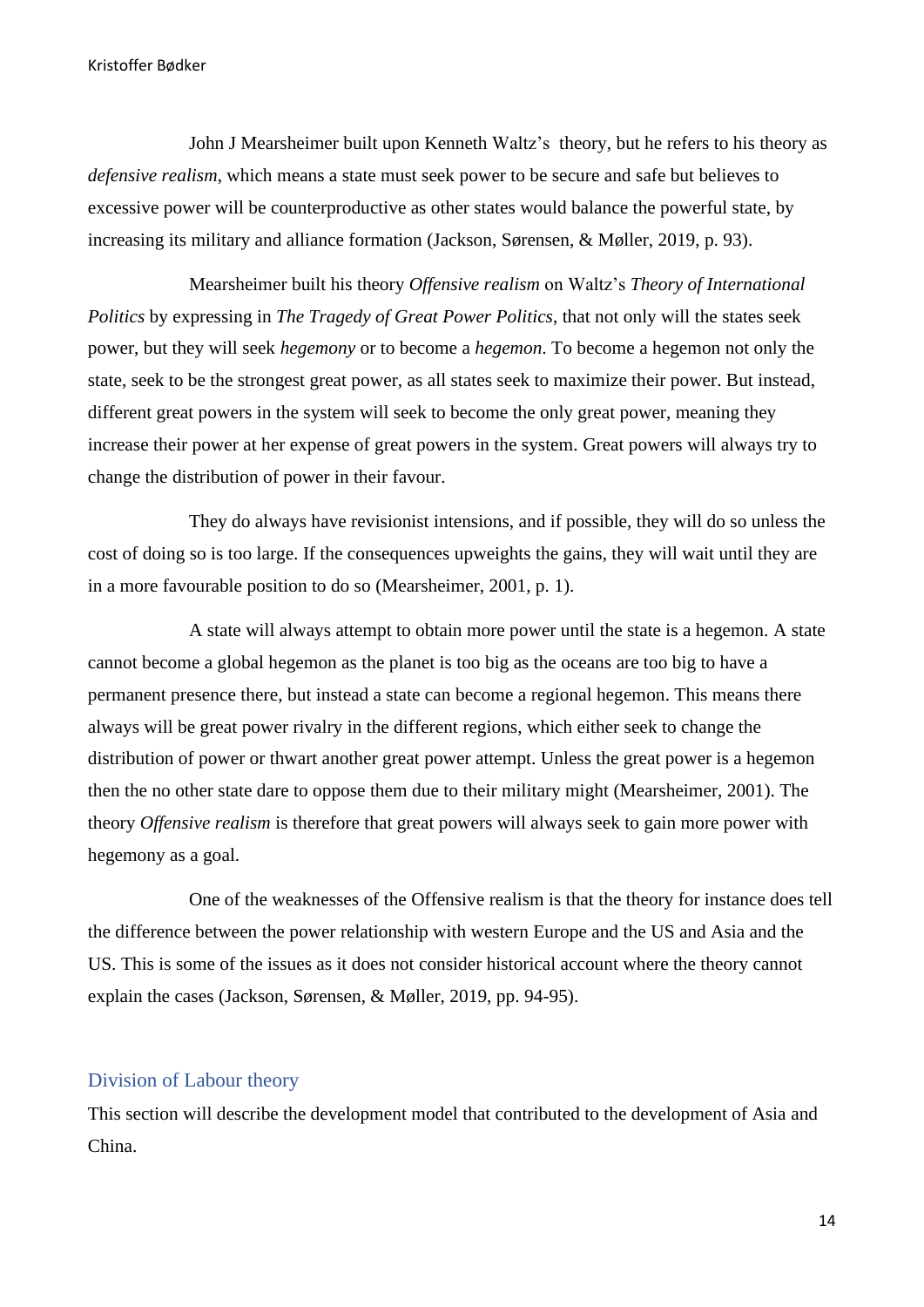John J Mearsheimer built upon Kenneth Waltz's  theory, but he refers to his theory as *defensive realism*, which means a state must seek power to be secure and safe but believes to excessive power will be counterproductive as other states would balance the powerful state, by increasing its military and alliance formation (Jackson, Sørensen, & Møller, 2019, p. 93).

Mearsheimer built his theory *Offensive realism* on Waltz's *Theory of International Politics* by expressing in *The Tragedy of Great Power Politics*, that not only will the states seek power, but they will seek *hegemony* or to become a *hegemon*. To become a hegemon not only the state, seek to be the strongest great power, as all states seek to maximize their power. But instead, different great powers in the system will seek to become the only great power, meaning they increase their power at her expense of great powers in the system. Great powers will always try to change the distribution of power in their favour.

They do always have revisionist intensions, and if possible, they will do so unless the cost of doing so is too large. If the consequences upweights the gains, they will wait until they are in a more favourable position to do so (Mearsheimer, 2001, p. 1).

A state will always attempt to obtain more power until the state is a hegemon. A state cannot become a global hegemon as the planet is too big as the oceans are too big to have a permanent presence there, but instead a state can become a regional hegemon. This means there always will be great power rivalry in the different regions, which either seek to change the distribution of power or thwart another great power attempt. Unless the great power is a hegemon then the no other state dare to oppose them due to their military might (Mearsheimer, 2001). The theory *Offensive realism* is therefore that great powers will always seek to gain more power with hegemony as a goal.

One of the weaknesses of the Offensive realism is that the theory for instance does tell the difference between the power relationship with western Europe and the US and Asia and the US. This is some of the issues as it does not consider historical account where the theory cannot explain the cases (Jackson, Sørensen, & Møller, 2019, pp. 94-95).

## Division of Labour theory

This section will describe the development model that contributed to the development of Asia and China.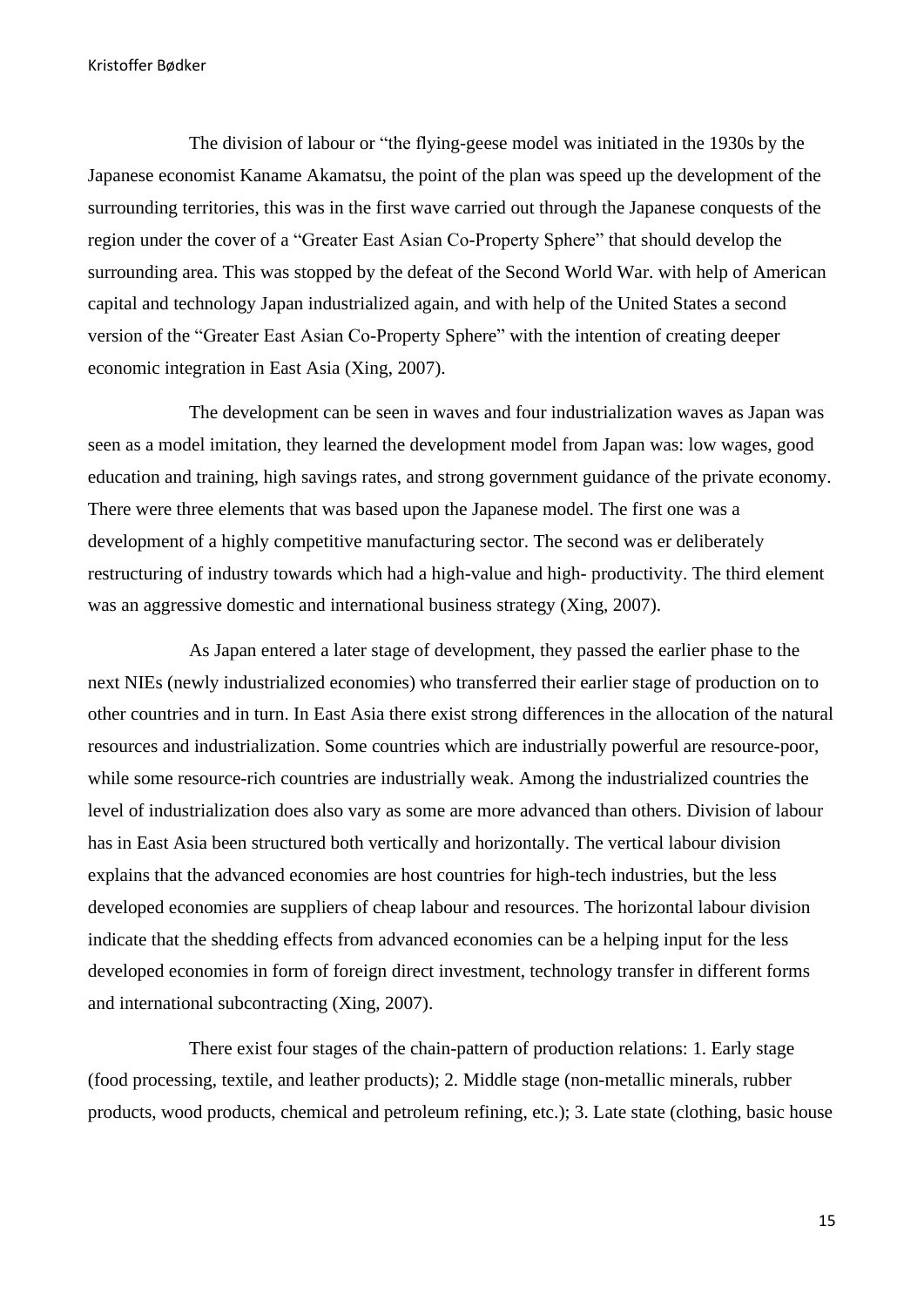The division of labour or "the flying-geese model was initiated in the 1930s by the Japanese economist Kaname Akamatsu, the point of the plan was speed up the development of the surrounding territories, this was in the first wave carried out through the Japanese conquests of the region under the cover of a "Greater East Asian Co-Property Sphere" that should develop the surrounding area. This was stopped by the defeat of the Second World War. with help of American capital and technology Japan industrialized again, and with help of the United States a second version of the "Greater East Asian Co-Property Sphere" with the intention of creating deeper economic integration in East Asia (Xing, 2007).

The development can be seen in waves and four industrialization waves as Japan was seen as a model imitation, they learned the development model from Japan was: low wages, good education and training, high savings rates, and strong government guidance of the private economy. There were three elements that was based upon the Japanese model. The first one was a development of a highly competitive manufacturing sector. The second was er deliberately restructuring of industry towards which had a high-value and high- productivity. The third element was an aggressive domestic and international business strategy (Xing, 2007).

As Japan entered a later stage of development, they passed the earlier phase to the next NIEs (newly industrialized economies) who transferred their earlier stage of production on to other countries and in turn. In East Asia there exist strong differences in the allocation of the natural resources and industrialization. Some countries which are industrially powerful are resource-poor, while some resource-rich countries are industrially weak. Among the industrialized countries the level of industrialization does also vary as some are more advanced than others. Division of labour has in East Asia been structured both vertically and horizontally. The vertical labour division explains that the advanced economies are host countries for high-tech industries, but the less developed economies are suppliers of cheap labour and resources. The horizontal labour division indicate that the shedding effects from advanced economies can be a helping input for the less developed economies in form of foreign direct investment, technology transfer in different forms and international subcontracting (Xing, 2007).

There exist four stages of the chain-pattern of production relations: 1. Early stage (food processing, textile, and leather products); 2. Middle stage (non-metallic minerals, rubber products, wood products, chemical and petroleum refining, etc.); 3. Late state (clothing, basic house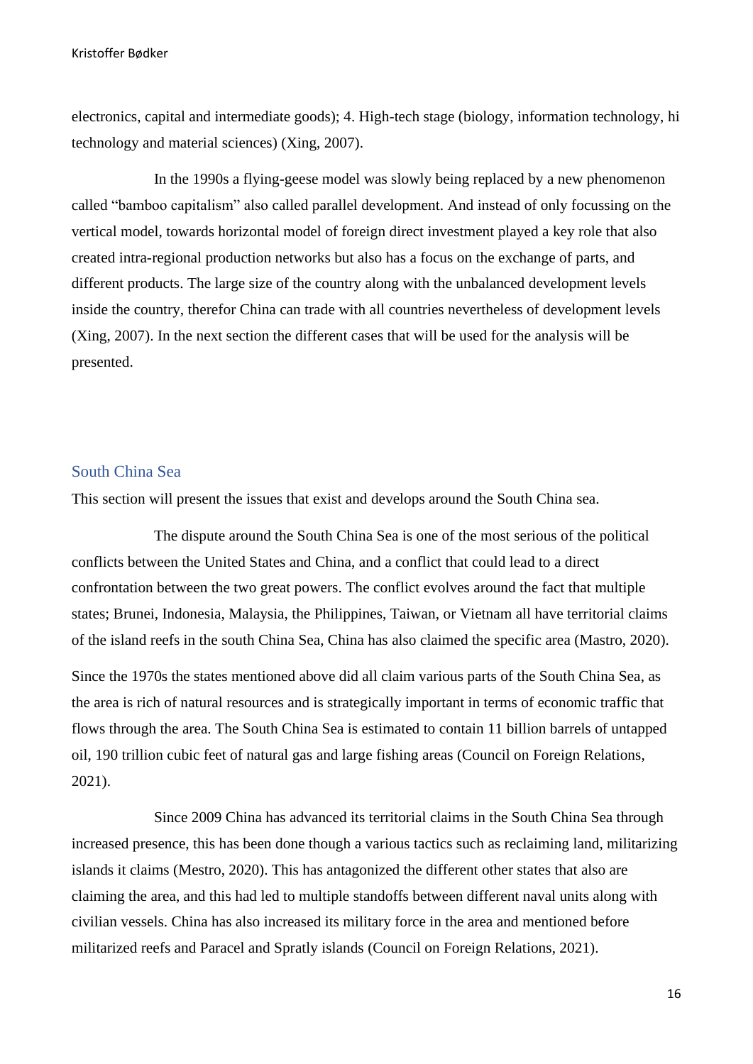electronics, capital and intermediate goods); 4. High-tech stage (biology, information technology, hi technology and material sciences) (Xing, 2007).

In the 1990s a flying-geese model was slowly being replaced by a new phenomenon called "bamboo capitalism" also called parallel development. And instead of only focussing on the vertical model, towards horizontal model of foreign direct investment played a key role that also created intra-regional production networks but also has a focus on the exchange of parts, and different products. The large size of the country along with the unbalanced development levels inside the country, therefor China can trade with all countries nevertheless of development levels (Xing, 2007). In the next section the different cases that will be used for the analysis will be presented.

## South China Sea

This section will present the issues that exist and develops around the South China sea.

The dispute around the South China Sea is one of the most serious of the political conflicts between the United States and China, and a conflict that could lead to a direct confrontation between the two great powers. The conflict evolves around the fact that multiple states; Brunei, Indonesia, Malaysia, the Philippines, Taiwan, or Vietnam all have territorial claims of the island reefs in the south China Sea, China has also claimed the specific area (Mastro, 2020).

Since the 1970s the states mentioned above did all claim various parts of the South China Sea, as the area is rich of natural resources and is strategically important in terms of economic traffic that flows through the area. The South China Sea is estimated to contain 11 billion barrels of untapped oil, 190 trillion cubic feet of natural gas and large fishing areas (Council on Foreign Relations, 2021).

Since 2009 China has advanced its territorial claims in the South China Sea through increased presence, this has been done though a various tactics such as reclaiming land, militarizing islands it claims (Mestro, 2020). This has antagonized the different other states that also are claiming the area, and this had led to multiple standoffs between different naval units along with civilian vessels. China has also increased its military force in the area and mentioned before militarized reefs and Paracel and Spratly islands (Council on Foreign Relations, 2021).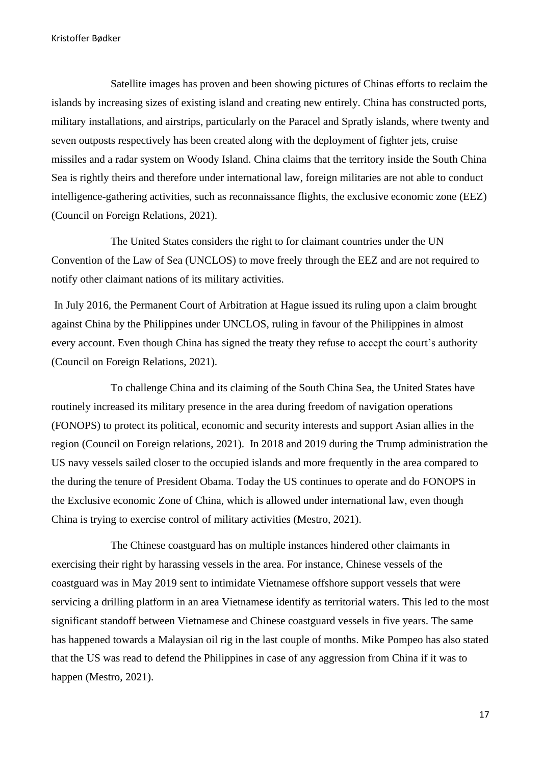Satellite images has proven and been showing pictures of Chinas efforts to reclaim the islands by increasing sizes of existing island and creating new entirely. China has constructed ports, military installations, and airstrips, particularly on the Paracel and Spratly islands, where twenty and seven outposts respectively has been created along with the deployment of fighter jets, cruise missiles and a radar system on Woody Island. China claims that the territory inside the South China Sea is rightly theirs and therefore under international law, foreign militaries are not able to conduct intelligence-gathering activities, such as reconnaissance flights, the exclusive economic zone (EEZ) (Council on Foreign Relations, 2021).

The United States considers the right to for claimant countries under the UN Convention of the Law of Sea (UNCLOS) to move freely through the EEZ and are not required to notify other claimant nations of its military activities.

In July 2016, the Permanent Court of Arbitration at Hague issued its ruling upon a claim brought against China by the Philippines under UNCLOS, ruling in favour of the Philippines in almost every account. Even though China has signed the treaty they refuse to accept the court's authority (Council on Foreign Relations, 2021).

To challenge China and its claiming of the South China Sea, the United States have routinely increased its military presence in the area during freedom of navigation operations (FONOPS) to protect its political, economic and security interests and support Asian allies in the region (Council on Foreign relations, 2021). In 2018 and 2019 during the Trump administration the US navy vessels sailed closer to the occupied islands and more frequently in the area compared to the during the tenure of President Obama. Today the US continues to operate and do FONOPS in the Exclusive economic Zone of China, which is allowed under international law, even though China is trying to exercise control of military activities (Mestro, 2021).

The Chinese coastguard has on multiple instances hindered other claimants in exercising their right by harassing vessels in the area. For instance, Chinese vessels of the coastguard was in May 2019 sent to intimidate Vietnamese offshore support vessels that were servicing a drilling platform in an area Vietnamese identify as territorial waters. This led to the most significant standoff between Vietnamese and Chinese coastguard vessels in five years. The same has happened towards a Malaysian oil rig in the last couple of months. Mike Pompeo has also stated that the US was read to defend the Philippines in case of any aggression from China if it was to happen (Mestro, 2021).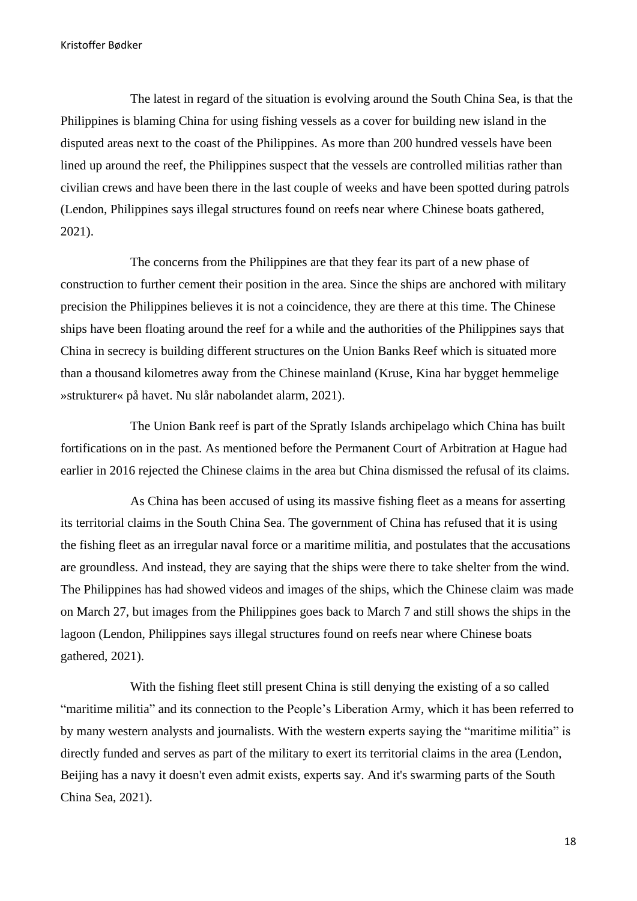The latest in regard of the situation is evolving around the South China Sea, is that the Philippines is blaming China for using fishing vessels as a cover for building new island in the disputed areas next to the coast of the Philippines. As more than 200 hundred vessels have been lined up around the reef, the Philippines suspect that the vessels are controlled militias rather than civilian crews and have been there in the last couple of weeks and have been spotted during patrols (Lendon, Philippines says illegal structures found on reefs near where Chinese boats gathered, 2021).

The concerns from the Philippines are that they fear its part of a new phase of construction to further cement their position in the area. Since the ships are anchored with military precision the Philippines believes it is not a coincidence, they are there at this time. The Chinese ships have been floating around the reef for a while and the authorities of the Philippines says that China in secrecy is building different structures on the Union Banks Reef which is situated more than a thousand kilometres away from the Chinese mainland (Kruse, Kina har bygget hemmelige »strukturer« på havet. Nu slår nabolandet alarm, 2021).

The Union Bank reef is part of the Spratly Islands archipelago which China has built fortifications on in the past. As mentioned before the Permanent Court of Arbitration at Hague had earlier in 2016 rejected the Chinese claims in the area but China dismissed the refusal of its claims.

As China has been accused of using its massive fishing fleet as a means for asserting its territorial claims in the South China Sea. The government of China has refused that it is using the fishing fleet as an irregular naval force or a maritime militia, and postulates that the accusations are groundless. And instead, they are saying that the ships were there to take shelter from the wind. The Philippines has had showed videos and images of the ships, which the Chinese claim was made on March 27, but images from the Philippines goes back to March 7 and still shows the ships in the lagoon (Lendon, Philippines says illegal structures found on reefs near where Chinese boats gathered, 2021).

With the fishing fleet still present China is still denying the existing of a so called "maritime militia" and its connection to the People's Liberation Army, which it has been referred to by many western analysts and journalists. With the western experts saying the "maritime militia" is directly funded and serves as part of the military to exert its territorial claims in the area (Lendon, Beijing has a navy it doesn't even admit exists, experts say. And it's swarming parts of the South China Sea, 2021).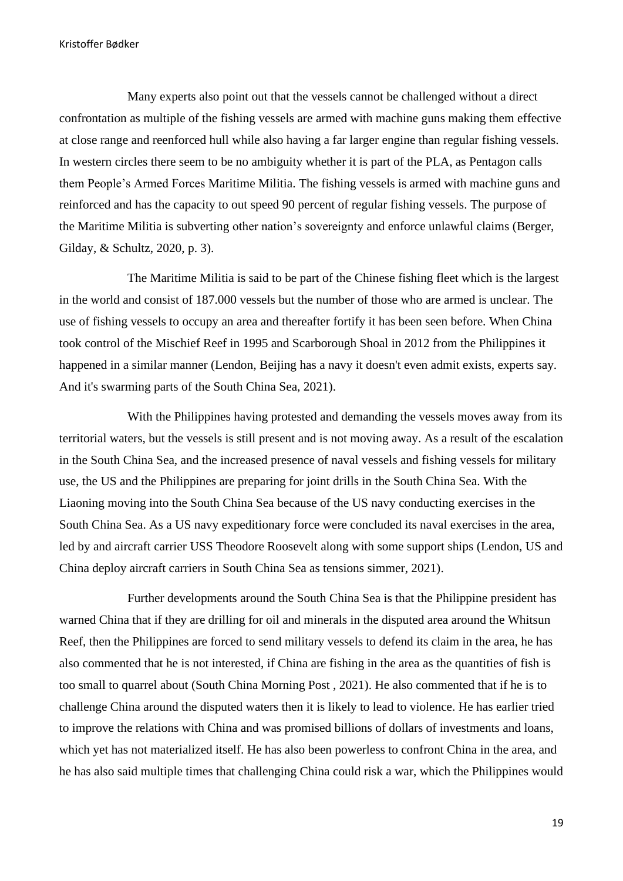Many experts also point out that the vessels cannot be challenged without a direct confrontation as multiple of the fishing vessels are armed with machine guns making them effective at close range and reenforced hull while also having a far larger engine than regular fishing vessels. In western circles there seem to be no ambiguity whether it is part of the PLA, as Pentagon calls them People's Armed Forces Maritime Militia. The fishing vessels is armed with machine guns and reinforced and has the capacity to out speed 90 percent of regular fishing vessels. The purpose of the Maritime Militia is subverting other nation's sovereignty and enforce unlawful claims (Berger, Gilday, & Schultz, 2020, p. 3).

The Maritime Militia is said to be part of the Chinese fishing fleet which is the largest in the world and consist of 187.000 vessels but the number of those who are armed is unclear. The use of fishing vessels to occupy an area and thereafter fortify it has been seen before. When China took control of the Mischief Reef in 1995 and Scarborough Shoal in 2012 from the Philippines it happened in a similar manner (Lendon, Beijing has a navy it doesn't even admit exists, experts say. And it's swarming parts of the South China Sea, 2021).

With the Philippines having protested and demanding the vessels moves away from its territorial waters, but the vessels is still present and is not moving away. As a result of the escalation in the South China Sea, and the increased presence of naval vessels and fishing vessels for military use, the US and the Philippines are preparing for joint drills in the South China Sea. With the Liaoning moving into the South China Sea because of the US navy conducting exercises in the South China Sea. As a US navy expeditionary force were concluded its naval exercises in the area, led by and aircraft carrier USS Theodore Roosevelt along with some support ships (Lendon, US and China deploy aircraft carriers in South China Sea as tensions simmer, 2021).

Further developments around the South China Sea is that the Philippine president has warned China that if they are drilling for oil and minerals in the disputed area around the Whitsun Reef, then the Philippines are forced to send military vessels to defend its claim in the area, he has also commented that he is not interested, if China are fishing in the area as the quantities of fish is too small to quarrel about (South China Morning Post , 2021). He also commented that if he is to challenge China around the disputed waters then it is likely to lead to violence. He has earlier tried to improve the relations with China and was promised billions of dollars of investments and loans, which yet has not materialized itself. He has also been powerless to confront China in the area, and he has also said multiple times that challenging China could risk a war, which the Philippines would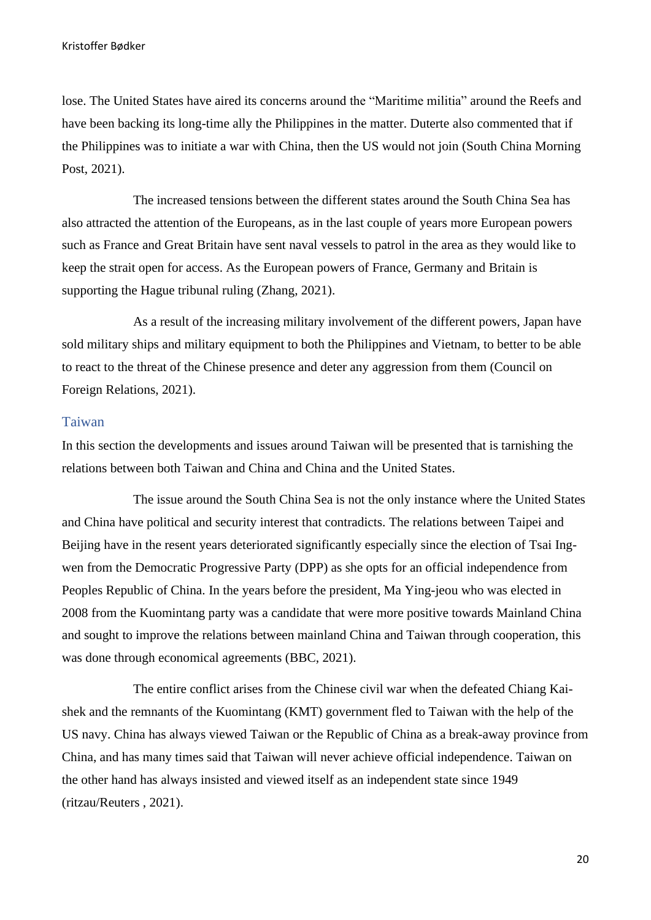lose. The United States have aired its concerns around the “Maritime militia” around the Reefs and have been backing its long-time ally the Philippines in the matter. Duterte also commented that if the Philippines was to initiate a war with China, then the US would not join (South China Morning Post, 2021).

The increased tensions between the different states around the South China Sea has also attracted the attention of the Europeans, as in the last couple of years more European powers such as France and Great Britain have sent naval vessels to patrol in the area as they would like to keep the strait open for access. As the European powers of France, Germany and Britain is supporting the Hague tribunal ruling (Zhang, 2021).

As a result of the increasing military involvement of the different powers, Japan have sold military ships and military equipment to both the Philippines and Vietnam, to better to be able to react to the threat of the Chinese presence and deter any aggression from them (Council on Foreign Relations, 2021).

## Taiwan

In this section the developments and issues around Taiwan will be presented that is tarnishing the relations between both Taiwan and China and China and the United States.

The issue around the South China Sea is not the only instance where the United States and China have political and security interest that contradicts. The relations between Taipei and Beijing have in the resent years deteriorated significantly especially since the election of Tsai Ing-wen from the Democratic Progressive Party (DPP) as she opts for an official independence from Peoples Republic of China. In the years before the president, Ma Ying-jeou who was elected in 2008 from the Kuomintang party was a candidate that were more positive towards Mainland China and sought to improve the relations between mainland China and Taiwan through cooperation, this was done through economical agreements (BBC, 2021).

The entire conflict arises from the Chinese civil war when the defeated Chiang Kai-shek and the remnants of the Kuomintang (KMT) government fled to Taiwan with the help of the US navy. China has always viewed Taiwan or the Republic of China as a break-away province from China, and has many times said that Taiwan will never achieve official independence. Taiwan on the other hand has always insisted and viewed itself as an independent state since 1949 (ritzau/Reuters , 2021).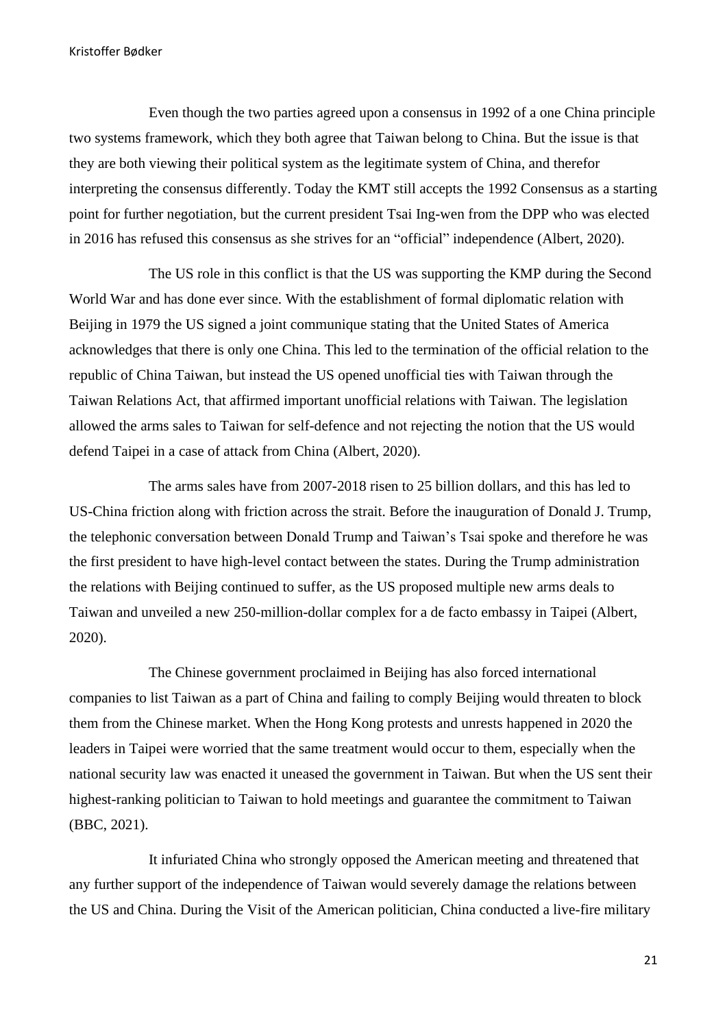Even though the two parties agreed upon a consensus in 1992 of a one China principle two systems framework, which they both agree that Taiwan belong to China. But the issue is that they are both viewing their political system as the legitimate system of China, and therefor interpreting the consensus differently. Today the KMT still accepts the 1992 Consensus as a starting point for further negotiation, but the current president Tsai Ing-wen from the DPP who was elected in 2016 has refused this consensus as she strives for an "official" independence (Albert, 2020).

The US role in this conflict is that the US was supporting the KMP during the Second World War and has done ever since. With the establishment of formal diplomatic relation with Beijing in 1979 the US signed a joint communique stating that the United States of America acknowledges that there is only one China. This led to the termination of the official relation to the republic of China Taiwan, but instead the US opened unofficial ties with Taiwan through the Taiwan Relations Act, that affirmed important unofficial relations with Taiwan. The legislation allowed the arms sales to Taiwan for self-defence and not rejecting the notion that the US would defend Taipei in a case of attack from China (Albert, 2020).

The arms sales have from 2007-2018 risen to 25 billion dollars, and this has led to US-China friction along with friction across the strait. Before the inauguration of Donald J. Trump, the telephonic conversation between Donald Trump and Taiwan's Tsai spoke and therefore he was the first president to have high-level contact between the states. During the Trump administration the relations with Beijing continued to suffer, as the US proposed multiple new arms deals to Taiwan and unveiled a new 250-million-dollar complex for a de facto embassy in Taipei (Albert, 2020).

The Chinese government proclaimed in Beijing has also forced international companies to list Taiwan as a part of China and failing to comply Beijing would threaten to block them from the Chinese market. When the Hong Kong protests and unrests happened in 2020 the leaders in Taipei were worried that the same treatment would occur to them, especially when the national security law was enacted it uneased the government in Taiwan. But when the US sent their highest-ranking politician to Taiwan to hold meetings and guarantee the commitment to Taiwan (BBC, 2021).

It infuriated China who strongly opposed the American meeting and threatened that any further support of the independence of Taiwan would severely damage the relations between the US and China. During the Visit of the American politician, China conducted a live-fire military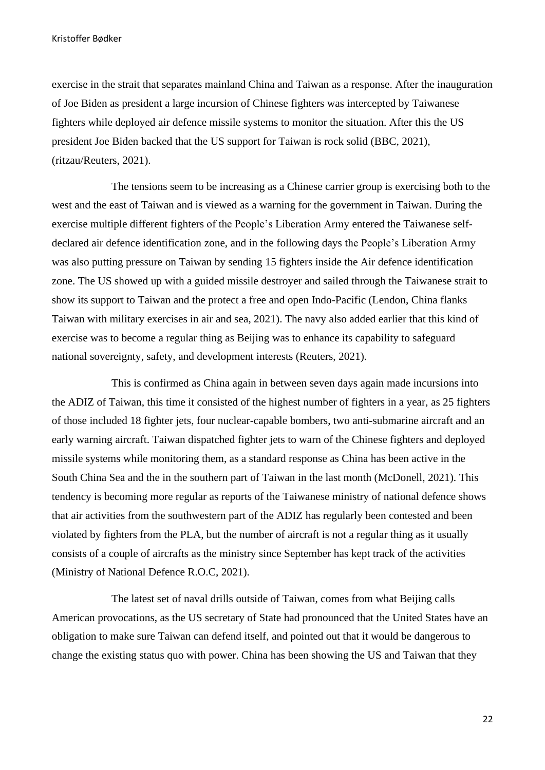exercise in the strait that separates mainland China and Taiwan as a response. After the inauguration of Joe Biden as president a large incursion of Chinese fighters was intercepted by Taiwanese fighters while deployed air defence missile systems to monitor the situation. After this the US president Joe Biden backed that the US support for Taiwan is rock solid (BBC, 2021), (ritzau/Reuters, 2021).

The tensions seem to be increasing as a Chinese carrier group is exercising both to the west and the east of Taiwan and is viewed as a warning for the government in Taiwan. During the exercise multiple different fighters of the People's Liberation Army entered the Taiwanese self-declared air defence identification zone, and in the following days the People's Liberation Army was also putting pressure on Taiwan by sending 15 fighters inside the Air defence identification zone. The US showed up with a guided missile destroyer and sailed through the Taiwanese strait to show its support to Taiwan and the protect a free and open Indo-Pacific (Lendon, China flanks Taiwan with military exercises in air and sea, 2021). The navy also added earlier that this kind of exercise was to become a regular thing as Beijing was to enhance its capability to safeguard national sovereignty, safety, and development interests (Reuters, 2021).

This is confirmed as China again in between seven days again made incursions into the ADIZ of Taiwan, this time it consisted of the highest number of fighters in a year, as 25 fighters of those included 18 fighter jets, four nuclear-capable bombers, two anti-submarine aircraft and an early warning aircraft. Taiwan dispatched fighter jets to warn of the Chinese fighters and deployed missile systems while monitoring them, as a standard response as China has been active in the South China Sea and the in the southern part of Taiwan in the last month (McDonell, 2021). This tendency is becoming more regular as reports of the Taiwanese ministry of national defence shows that air activities from the southwestern part of the ADIZ has regularly been contested and been violated by fighters from the PLA, but the number of aircraft is not a regular thing as it usually consists of a couple of aircrafts as the ministry since September has kept track of the activities (Ministry of National Defence R.O.C, 2021).

The latest set of naval drills outside of Taiwan, comes from what Beijing calls American provocations, as the US secretary of State had pronounced that the United States have an obligation to make sure Taiwan can defend itself, and pointed out that it would be dangerous to change the existing status quo with power. China has been showing the US and Taiwan that they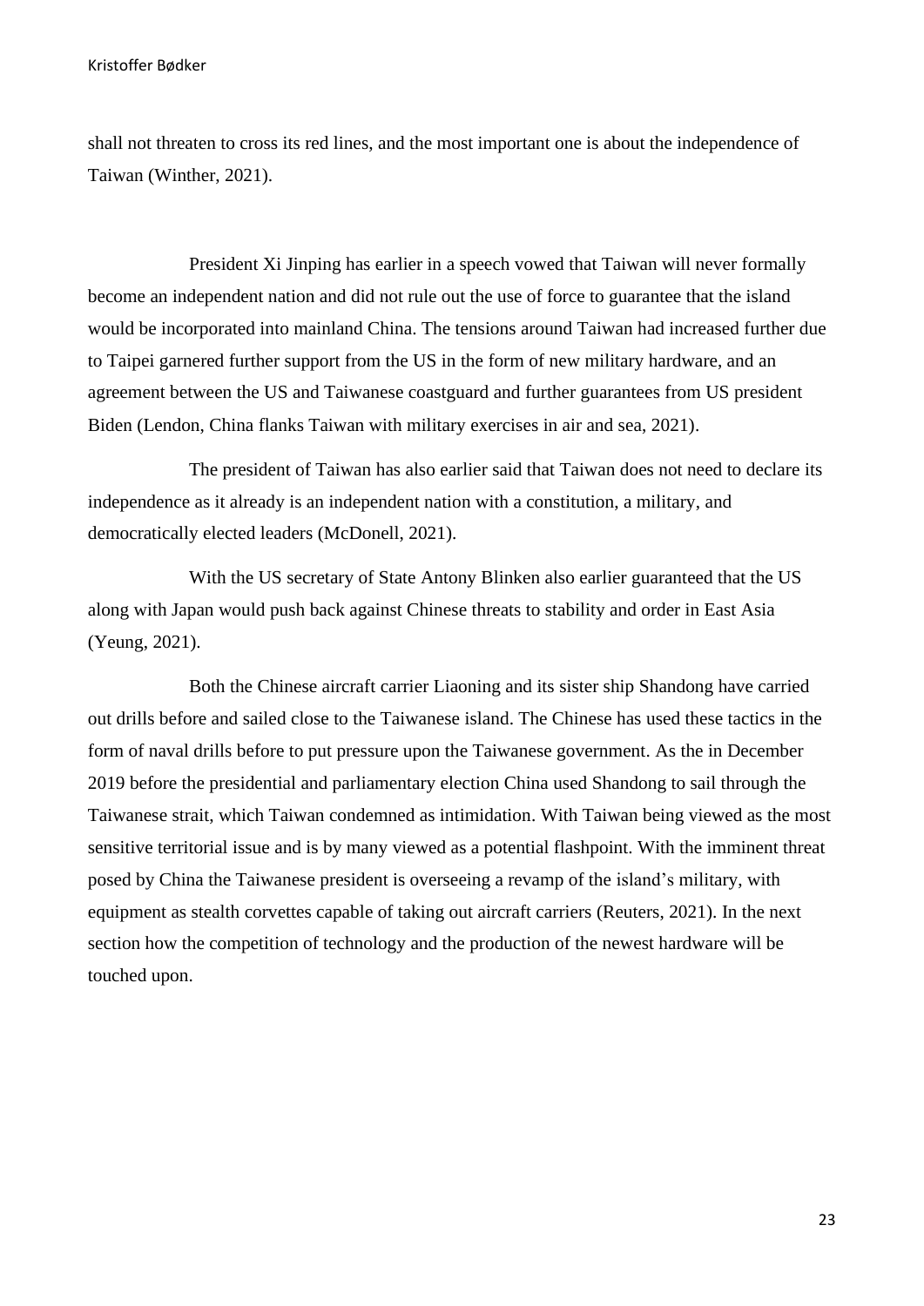shall not threaten to cross its red lines, and the most important one is about the independence of Taiwan (Winther, 2021).

President Xi Jinping has earlier in a speech vowed that Taiwan will never formally become an independent nation and did not rule out the use of force to guarantee that the island would be incorporated into mainland China. The tensions around Taiwan had increased further due to Taipei garnered further support from the US in the form of new military hardware, and an agreement between the US and Taiwanese coastguard and further guarantees from US president Biden (Lendon, China flanks Taiwan with military exercises in air and sea, 2021).

The president of Taiwan has also earlier said that Taiwan does not need to declare its independence as it already is an independent nation with a constitution, a military, and democratically elected leaders (McDonell, 2021).

With the US secretary of State Antony Blinken also earlier guaranteed that the US along with Japan would push back against Chinese threats to stability and order in East Asia (Yeung, 2021).

Both the Chinese aircraft carrier Liaoning and its sister ship Shandong have carried out drills before and sailed close to the Taiwanese island. The Chinese has used these tactics in the form of naval drills before to put pressure upon the Taiwanese government. As the in December 2019 before the presidential and parliamentary election China used Shandong to sail through the Taiwanese strait, which Taiwan condemned as intimidation. With Taiwan being viewed as the most sensitive territorial issue and is by many viewed as a potential flashpoint. With the imminent threat posed by China the Taiwanese president is overseeing a revamp of the island's military, with equipment as stealth corvettes capable of taking out aircraft carriers (Reuters, 2021). In the next section how the competition of technology and the production of the newest hardware will be touched upon.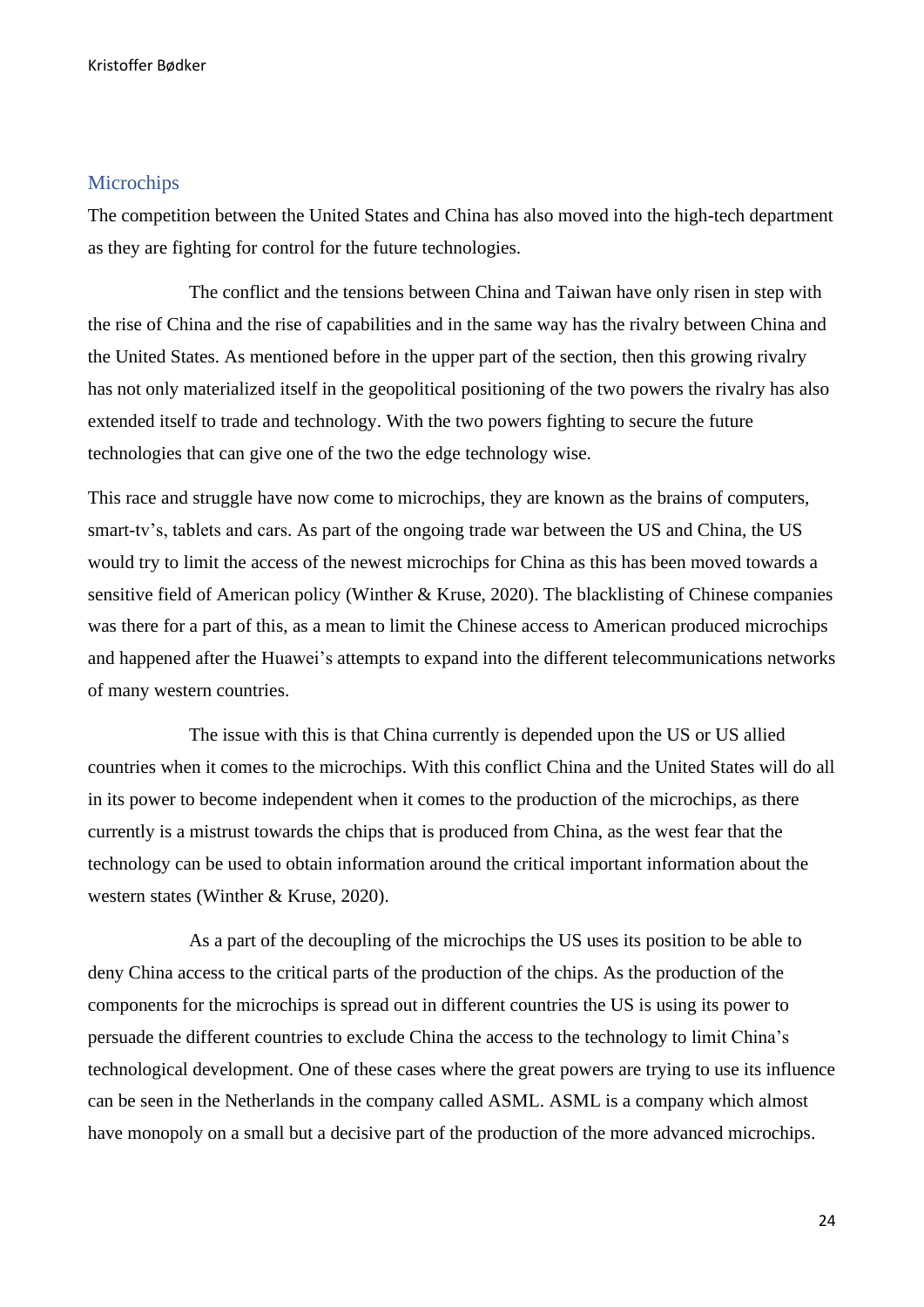## Microchips

The competition between the United States and China has also moved into the high-tech department as they are fighting for control for the future technologies.

The conflict and the tensions between China and Taiwan have only risen in step with the rise of China and the rise of capabilities and in the same way has the rivalry between China and the United States. As mentioned before in the upper part of the section, then this growing rivalry has not only materialized itself in the geopolitical positioning of the two powers the rivalry has also extended itself to trade and technology. With the two powers fighting to secure the future technologies that can give one of the two the edge technology wise.

This race and struggle have now come to microchips, they are known as the brains of computers, smart-tv's, tablets and cars. As part of the ongoing trade war between the US and China, the US would try to limit the access of the newest microchips for China as this has been moved towards a sensitive field of American policy (Winther & Kruse, 2020). The blacklisting of Chinese companies was there for a part of this, as a mean to limit the Chinese access to American produced microchips and happened after the Huawei's attempts to expand into the different telecommunications networks of many western countries.

The issue with this is that China currently is depended upon the US or US allied countries when it comes to the microchips. With this conflict China and the United States will do all in its power to become independent when it comes to the production of the microchips, as there currently is a mistrust towards the chips that is produced from China, as the west fear that the technology can be used to obtain information around the critical important information about the western states (Winther & Kruse, 2020).

As a part of the decoupling of the microchips the US uses its position to be able to deny China access to the critical parts of the production of the chips. As the production of the components for the microchips is spread out in different countries the US is using its power to persuade the different countries to exclude China the access to the technology to limit China's technological development. One of these cases where the great powers are trying to use its influence can be seen in the Netherlands in the company called ASML. ASML is a company which almost have monopoly on a small but a decisive part of the production of the more advanced microchips.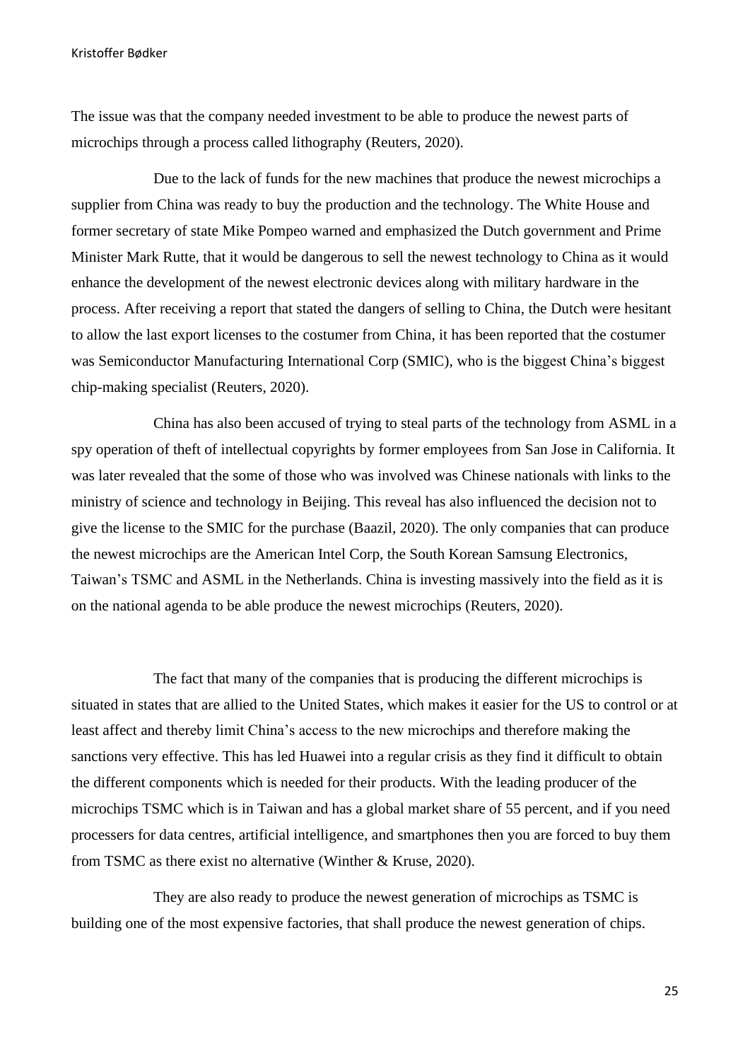The issue was that the company needed investment to be able to produce the newest parts of microchips through a process called lithography (Reuters, 2020).

Due to the lack of funds for the new machines that produce the newest microchips a supplier from China was ready to buy the production and the technology. The White House and former secretary of state Mike Pompeo warned and emphasized the Dutch government and Prime Minister Mark Rutte, that it would be dangerous to sell the newest technology to China as it would enhance the development of the newest electronic devices along with military hardware in the process. After receiving a report that stated the dangers of selling to China, the Dutch were hesitant to allow the last export licenses to the costumer from China, it has been reported that the costumer was Semiconductor Manufacturing International Corp (SMIC), who is the biggest China's biggest chip-making specialist (Reuters, 2020).

China has also been accused of trying to steal parts of the technology from ASML in a spy operation of theft of intellectual copyrights by former employees from San Jose in California. It was later revealed that the some of those who was involved was Chinese nationals with links to the ministry of science and technology in Beijing. This reveal has also influenced the decision not to give the license to the SMIC for the purchase (Baazil, 2020). The only companies that can produce the newest microchips are the American Intel Corp, the South Korean Samsung Electronics, Taiwan's TSMC and ASML in the Netherlands. China is investing massively into the field as it is on the national agenda to be able produce the newest microchips (Reuters, 2020).

The fact that many of the companies that is producing the different microchips is situated in states that are allied to the United States, which makes it easier for the US to control or at least affect and thereby limit China's access to the new microchips and therefore making the sanctions very effective. This has led Huawei into a regular crisis as they find it difficult to obtain the different components which is needed for their products. With the leading producer of the microchips TSMC which is in Taiwan and has a global market share of 55 percent, and if you need processers for data centres, artificial intelligence, and smartphones then you are forced to buy them from TSMC as there exist no alternative (Winther & Kruse, 2020).

They are also ready to produce the newest generation of microchips as TSMC is building one of the most expensive factories, that shall produce the newest generation of chips.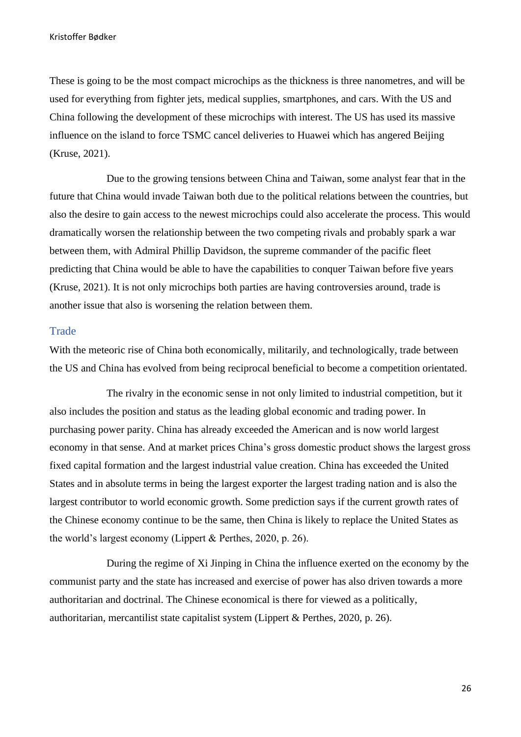These is going to be the most compact microchips as the thickness is three nanometres, and will be used for everything from fighter jets, medical supplies, smartphones, and cars. With the US and China following the development of these microchips with interest. The US has used its massive influence on the island to force TSMC cancel deliveries to Huawei which has angered Beijing (Kruse, 2021).

Due to the growing tensions between China and Taiwan, some analyst fear that in the future that China would invade Taiwan both due to the political relations between the countries, but also the desire to gain access to the newest microchips could also accelerate the process. This would dramatically worsen the relationship between the two competing rivals and probably spark a war between them, with Admiral Phillip Davidson, the supreme commander of the pacific fleet predicting that China would be able to have the capabilities to conquer Taiwan before five years (Kruse, 2021). It is not only microchips both parties are having controversies around, trade is another issue that also is worsening the relation between them.

## Trade

With the meteoric rise of China both economically, militarily, and technologically, trade between the US and China has evolved from being reciprocal beneficial to become a competition orientated.

The rivalry in the economic sense in not only limited to industrial competition, but it also includes the position and status as the leading global economic and trading power. In purchasing power parity. China has already exceeded the American and is now world largest economy in that sense. And at market prices China's gross domestic product shows the largest gross fixed capital formation and the largest industrial value creation. China has exceeded the United States and in absolute terms in being the largest exporter the largest trading nation and is also the largest contributor to world economic growth. Some prediction says if the current growth rates of the Chinese economy continue to be the same, then China is likely to replace the United States as the world's largest economy (Lippert & Perthes, 2020, p. 26).

During the regime of Xi Jinping in China the influence exerted on the economy by the communist party and the state has increased and exercise of power has also driven towards a more authoritarian and doctrinal. The Chinese economical is there for viewed as a politically, authoritarian, mercantilist state capitalist system (Lippert & Perthes, 2020, p. 26).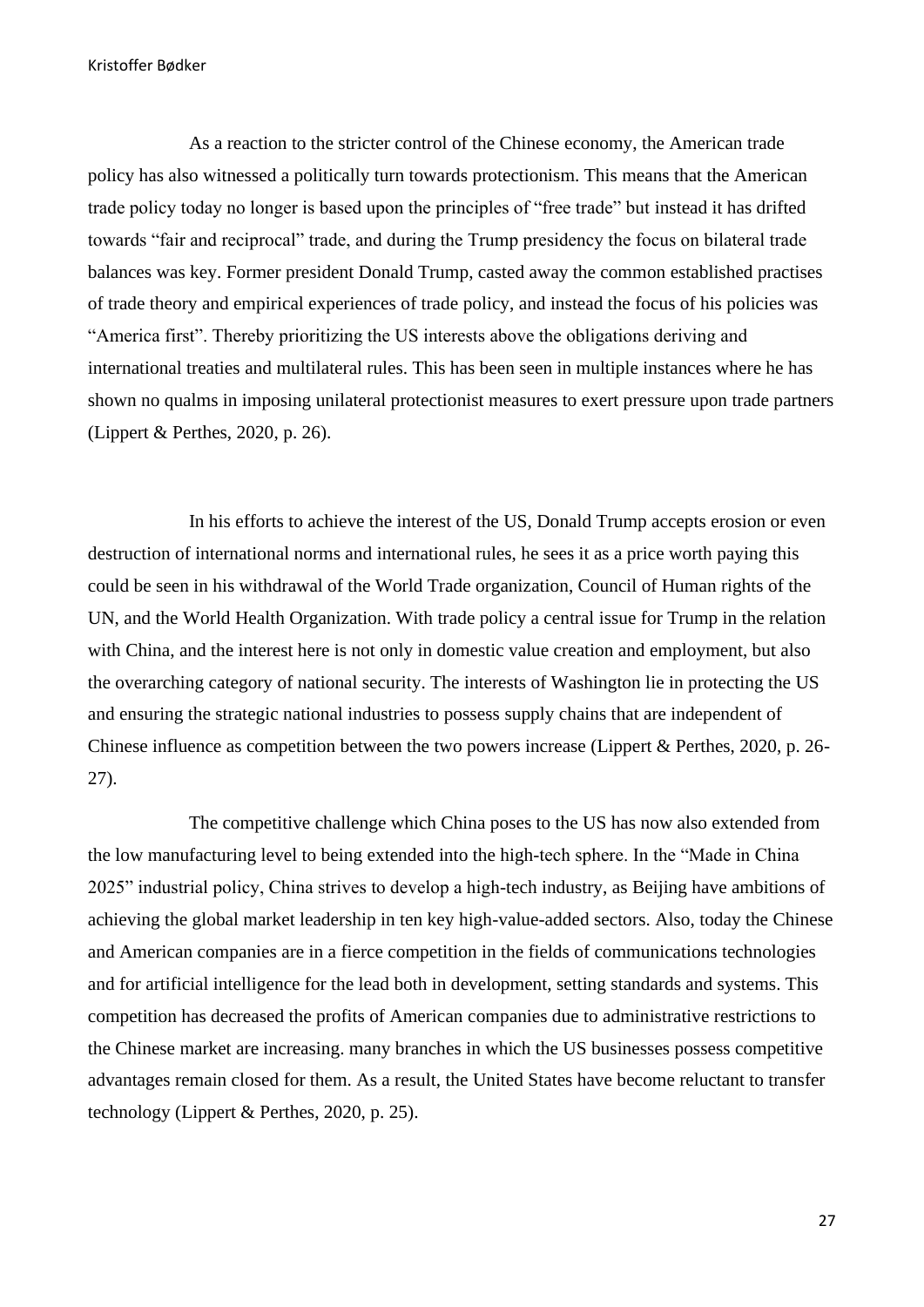As a reaction to the stricter control of the Chinese economy, the American trade policy has also witnessed a politically turn towards protectionism. This means that the American trade policy today no longer is based upon the principles of "free trade" but instead it has drifted towards "fair and reciprocal" trade, and during the Trump presidency the focus on bilateral trade balances was key. Former president Donald Trump, casted away the common established practises of trade theory and empirical experiences of trade policy, and instead the focus of his policies was "America first". Thereby prioritizing the US interests above the obligations deriving and international treaties and multilateral rules. This has been seen in multiple instances where he has shown no qualms in imposing unilateral protectionist measures to exert pressure upon trade partners (Lippert & Perthes, 2020, p. 26).

In his efforts to achieve the interest of the US, Donald Trump accepts erosion or even destruction of international norms and international rules, he sees it as a price worth paying this could be seen in his withdrawal of the World Trade organization, Council of Human rights of the UN, and the World Health Organization. With trade policy a central issue for Trump in the relation with China, and the interest here is not only in domestic value creation and employment, but also the overarching category of national security. The interests of Washington lie in protecting the US and ensuring the strategic national industries to possess supply chains that are independent of Chinese influence as competition between the two powers increase (Lippert & Perthes, 2020, p. 26-27).

The competitive challenge which China poses to the US has now also extended from the low manufacturing level to being extended into the high-tech sphere. In the "Made in China 2025" industrial policy, China strives to develop a high-tech industry, as Beijing have ambitions of achieving the global market leadership in ten key high-value-added sectors. Also, today the Chinese and American companies are in a fierce competition in the fields of communications technologies and for artificial intelligence for the lead both in development, setting standards and systems. This competition has decreased the profits of American companies due to administrative restrictions to the Chinese market are increasing. many branches in which the US businesses possess competitive advantages remain closed for them. As a result, the United States have become reluctant to transfer technology (Lippert & Perthes, 2020, p. 25).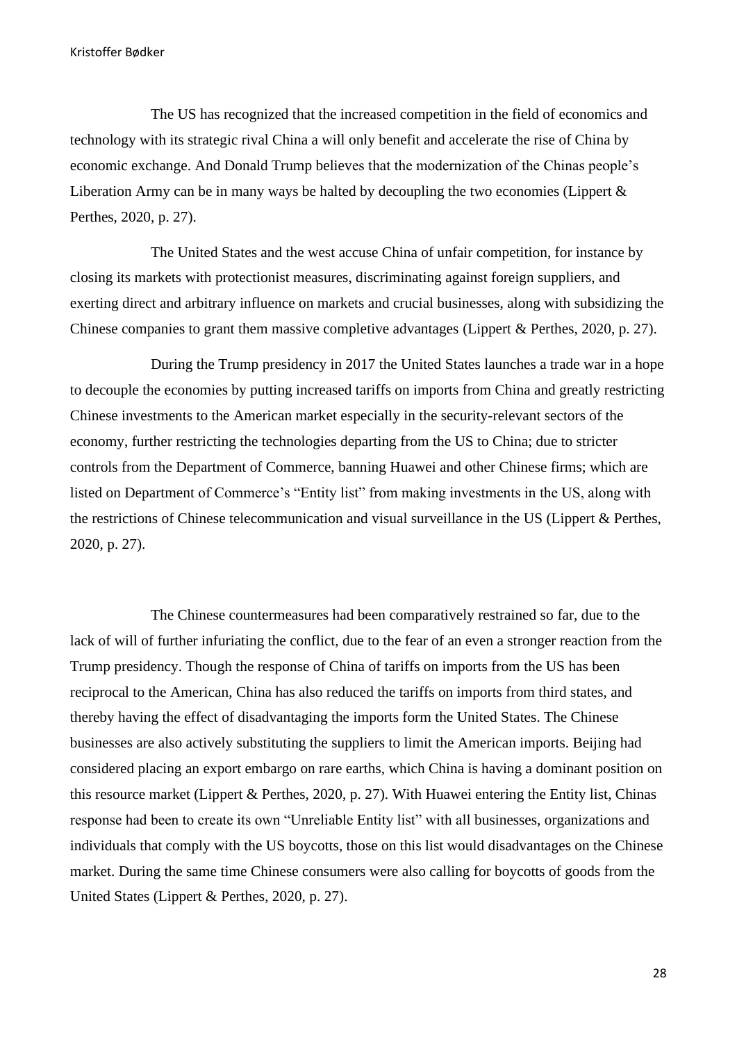The US has recognized that the increased competition in the field of economics and technology with its strategic rival China a will only benefit and accelerate the rise of China by economic exchange. And Donald Trump believes that the modernization of the Chinas people's Liberation Army can be in many ways be halted by decoupling the two economies (Lippert & Perthes, 2020, p. 27).

The United States and the west accuse China of unfair competition, for instance by closing its markets with protectionist measures, discriminating against foreign suppliers, and exerting direct and arbitrary influence on markets and crucial businesses, along with subsidizing the Chinese companies to grant them massive completive advantages (Lippert & Perthes, 2020, p. 27).

During the Trump presidency in 2017 the United States launches a trade war in a hope to decouple the economies by putting increased tariffs on imports from China and greatly restricting Chinese investments to the American market especially in the security-relevant sectors of the economy, further restricting the technologies departing from the US to China; due to stricter controls from the Department of Commerce, banning Huawei and other Chinese firms; which are listed on Department of Commerce's "Entity list" from making investments in the US, along with the restrictions of Chinese telecommunication and visual surveillance in the US (Lippert & Perthes, 2020, p. 27).

The Chinese countermeasures had been comparatively restrained so far, due to the lack of will of further infuriating the conflict, due to the fear of an even a stronger reaction from the Trump presidency. Though the response of China of tariffs on imports from the US has been reciprocal to the American, China has also reduced the tariffs on imports from third states, and thereby having the effect of disadvantaging the imports form the United States. The Chinese businesses are also actively substituting the suppliers to limit the American imports. Beijing had considered placing an export embargo on rare earths, which China is having a dominant position on this resource market (Lippert & Perthes, 2020, p. 27). With Huawei entering the Entity list, Chinas response had been to create its own "Unreliable Entity list" with all businesses, organizations and individuals that comply with the US boycotts, those on this list would disadvantages on the Chinese market. During the same time Chinese consumers were also calling for boycotts of goods from the United States (Lippert & Perthes, 2020, p. 27).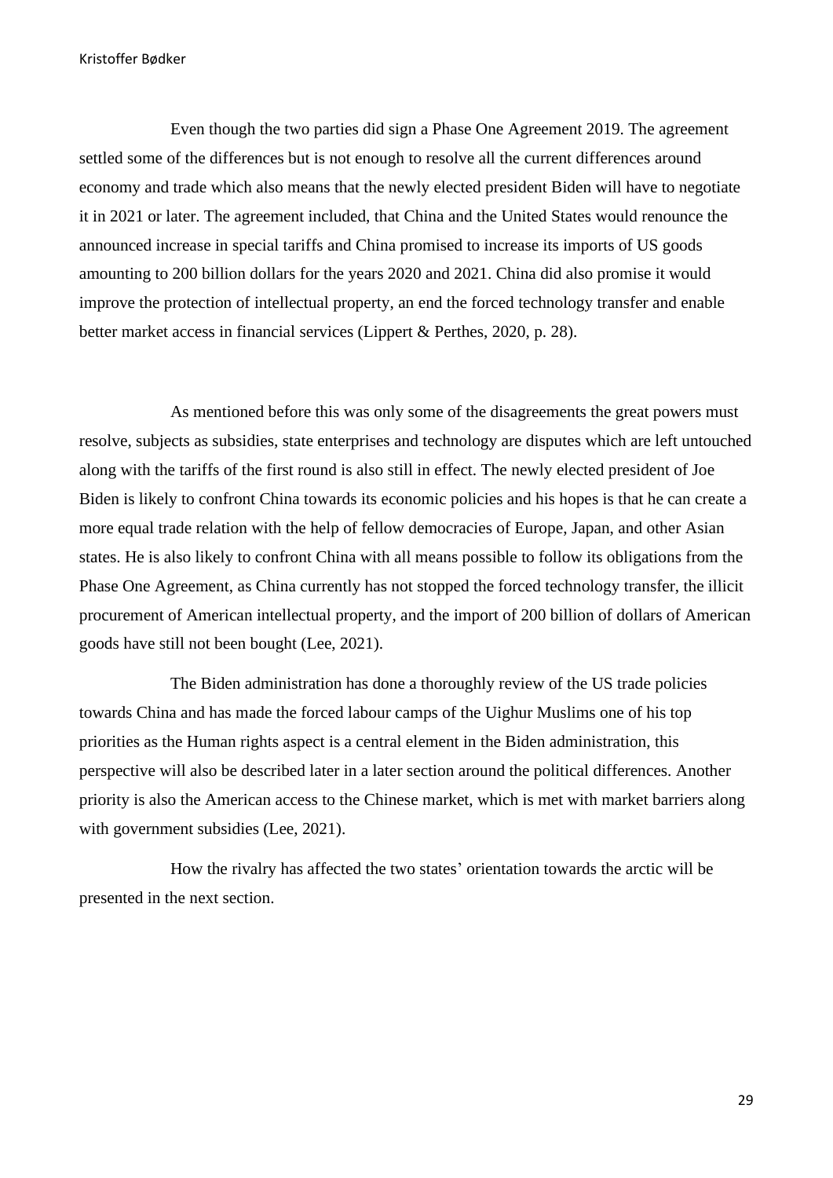Even though the two parties did sign a Phase One Agreement 2019. The agreement settled some of the differences but is not enough to resolve all the current differences around economy and trade which also means that the newly elected president Biden will have to negotiate it in 2021 or later. The agreement included, that China and the United States would renounce the announced increase in special tariffs and China promised to increase its imports of US goods amounting to 200 billion dollars for the years 2020 and 2021. China did also promise it would improve the protection of intellectual property, an end the forced technology transfer and enable better market access in financial services (Lippert & Perthes, 2020, p. 28).

As mentioned before this was only some of the disagreements the great powers must resolve, subjects as subsidies, state enterprises and technology are disputes which are left untouched along with the tariffs of the first round is also still in effect. The newly elected president of Joe Biden is likely to confront China towards its economic policies and his hopes is that he can create a more equal trade relation with the help of fellow democracies of Europe, Japan, and other Asian states. He is also likely to confront China with all means possible to follow its obligations from the Phase One Agreement, as China currently has not stopped the forced technology transfer, the illicit procurement of American intellectual property, and the import of 200 billion of dollars of American goods have still not been bought (Lee, 2021).

The Biden administration has done a thoroughly review of the US trade policies towards China and has made the forced labour camps of the Uighur Muslims one of his top priorities as the Human rights aspect is a central element in the Biden administration, this perspective will also be described later in a later section around the political differences. Another priority is also the American access to the Chinese market, which is met with market barriers along with government subsidies (Lee, 2021).

How the rivalry has affected the two states' orientation towards the arctic will be presented in the next section.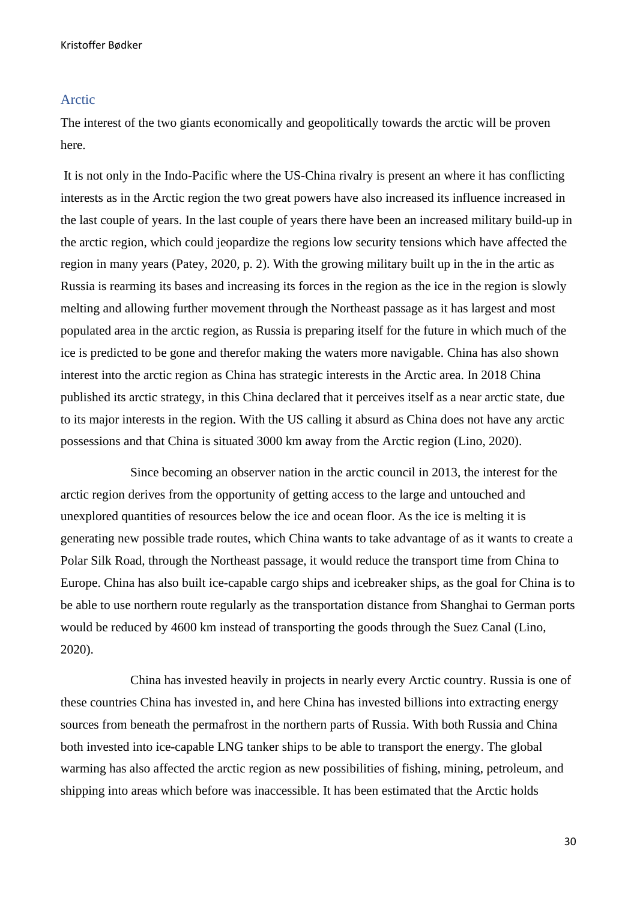## Arctic

The interest of the two giants economically and geopolitically towards the arctic will be proven here.

It is not only in the Indo-Pacific where the US-China rivalry is present an where it has conflicting interests as in the Arctic region the two great powers have also increased its influence increased in the last couple of years. In the last couple of years there have been an increased military build-up in the arctic region, which could jeopardize the regions low security tensions which have affected the region in many years (Patey, 2020, p. 2). With the growing military built up in the in the artic as Russia is rearming its bases and increasing its forces in the region as the ice in the region is slowly melting and allowing further movement through the Northeast passage as it has largest and most populated area in the arctic region, as Russia is preparing itself for the future in which much of the ice is predicted to be gone and therefor making the waters more navigable. China has also shown interest into the arctic region as China has strategic interests in the Arctic area. In 2018 China published its arctic strategy, in this China declared that it perceives itself as a near arctic state, due to its major interests in the region. With the US calling it absurd as China does not have any arctic possessions and that China is situated 3000 km away from the Arctic region (Lino, 2020).

Since becoming an observer nation in the arctic council in 2013, the interest for the arctic region derives from the opportunity of getting access to the large and untouched and unexplored quantities of resources below the ice and ocean floor. As the ice is melting it is generating new possible trade routes, which China wants to take advantage of as it wants to create a Polar Silk Road, through the Northeast passage, it would reduce the transport time from China to Europe. China has also built ice-capable cargo ships and icebreaker ships, as the goal for China is to be able to use northern route regularly as the transportation distance from Shanghai to German ports would be reduced by 4600 km instead of transporting the goods through the Suez Canal (Lino, 2020).

China has invested heavily in projects in nearly every Arctic country. Russia is one of these countries China has invested in, and here China has invested billions into extracting energy sources from beneath the permafrost in the northern parts of Russia. With both Russia and China both invested into ice-capable LNG tanker ships to be able to transport the energy. The global warming has also affected the arctic region as new possibilities of fishing, mining, petroleum, and shipping into areas which before was inaccessible. It has been estimated that the Arctic holds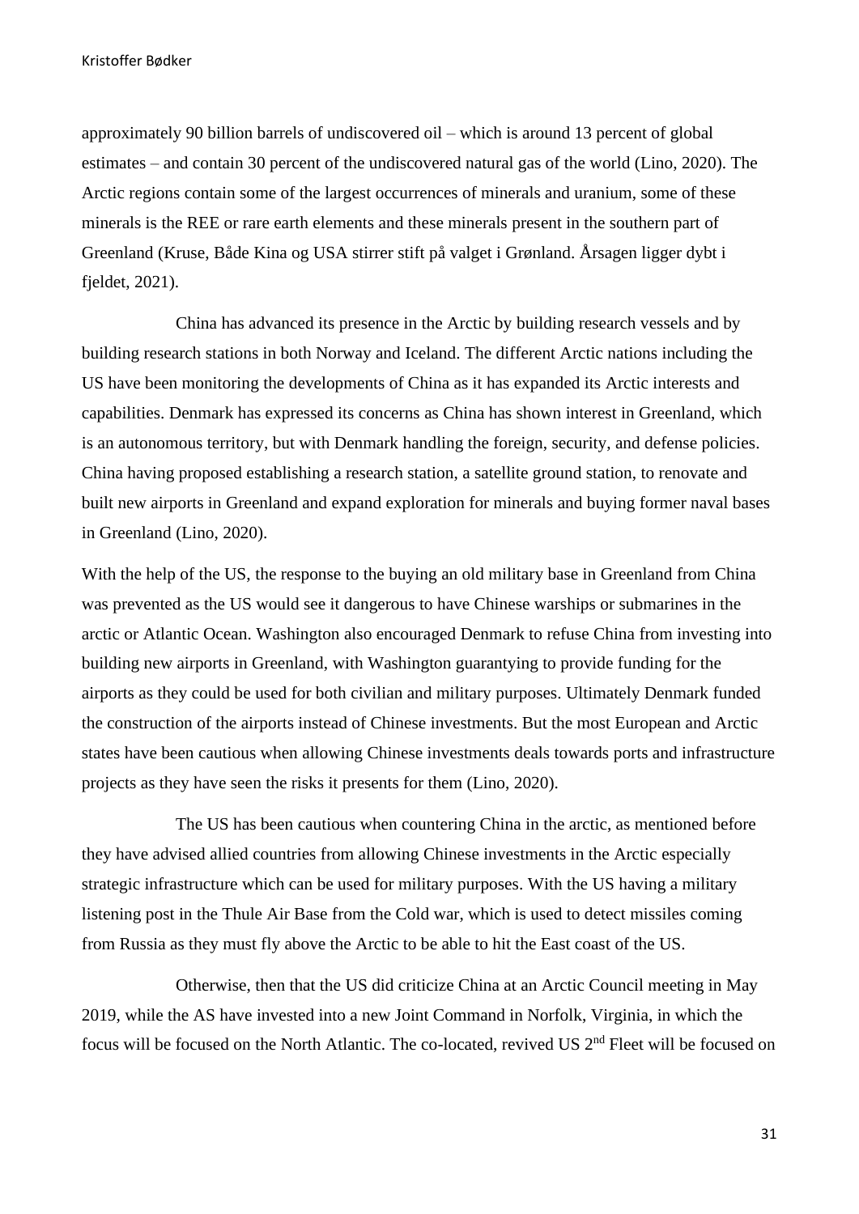approximately 90 billion barrels of undiscovered oil – which is around 13 percent of global estimates – and contain 30 percent of the undiscovered natural gas of the world (Lino, 2020). The Arctic regions contain some of the largest occurrences of minerals and uranium, some of these minerals is the REE or rare earth elements and these minerals present in the southern part of Greenland (Kruse, Både Kina og USA stirrer stift på valget i Grønland. Årsagen ligger dybt i fjeldet, 2021).

China has advanced its presence in the Arctic by building research vessels and by building research stations in both Norway and Iceland. The different Arctic nations including the US have been monitoring the developments of China as it has expanded its Arctic interests and capabilities. Denmark has expressed its concerns as China has shown interest in Greenland, which is an autonomous territory, but with Denmark handling the foreign, security, and defense policies. China having proposed establishing a research station, a satellite ground station, to renovate and built new airports in Greenland and expand exploration for minerals and buying former naval bases in Greenland (Lino, 2020).

With the help of the US, the response to the buying an old military base in Greenland from China was prevented as the US would see it dangerous to have Chinese warships or submarines in the arctic or Atlantic Ocean. Washington also encouraged Denmark to refuse China from investing into building new airports in Greenland, with Washington guarantying to provide funding for the airports as they could be used for both civilian and military purposes. Ultimately Denmark funded the construction of the airports instead of Chinese investments. But the most European and Arctic states have been cautious when allowing Chinese investments deals towards ports and infrastructure projects as they have seen the risks it presents for them (Lino, 2020).

The US has been cautious when countering China in the arctic, as mentioned before they have advised allied countries from allowing Chinese investments in the Arctic especially strategic infrastructure which can be used for military purposes. With the US having a military listening post in the Thule Air Base from the Cold war, which is used to detect missiles coming from Russia as they must fly above the Arctic to be able to hit the East coast of the US.

Otherwise, then that the US did criticize China at an Arctic Council meeting in May 2019, while the AS have invested into a new Joint Command in Norfolk, Virginia, in which the focus will be focused on the North Atlantic. The co-located, revived US 2nd Fleet will be focused on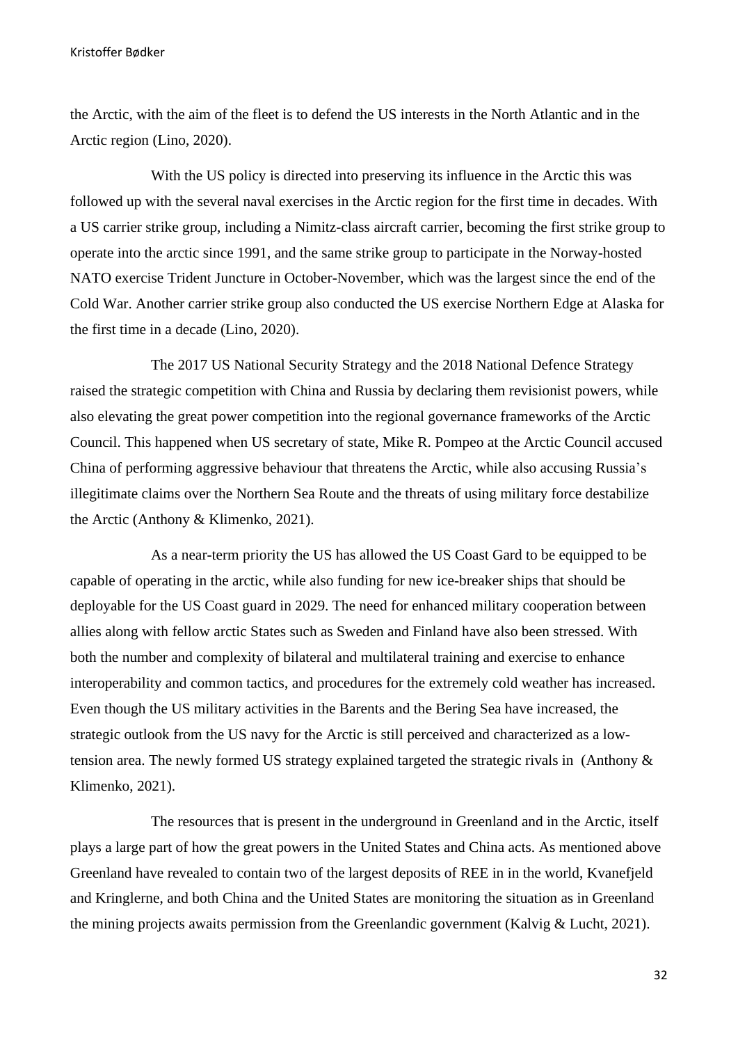the Arctic, with the aim of the fleet is to defend the US interests in the North Atlantic and in the Arctic region (Lino, 2020).

With the US policy is directed into preserving its influence in the Arctic this was followed up with the several naval exercises in the Arctic region for the first time in decades. With a US carrier strike group, including a Nimitz-class aircraft carrier, becoming the first strike group to operate into the arctic since 1991, and the same strike group to participate in the Norway-hosted NATO exercise Trident Juncture in October-November, which was the largest since the end of the Cold War. Another carrier strike group also conducted the US exercise Northern Edge at Alaska for the first time in a decade (Lino, 2020).

The 2017 US National Security Strategy and the 2018 National Defence Strategy raised the strategic competition with China and Russia by declaring them revisionist powers, while also elevating the great power competition into the regional governance frameworks of the Arctic Council. This happened when US secretary of state, Mike R. Pompeo at the Arctic Council accused China of performing aggressive behaviour that threatens the Arctic, while also accusing Russia's illegitimate claims over the Northern Sea Route and the threats of using military force destabilize the Arctic (Anthony & Klimenko, 2021).

As a near-term priority the US has allowed the US Coast Gard to be equipped to be capable of operating in the arctic, while also funding for new ice-breaker ships that should be deployable for the US Coast guard in 2029. The need for enhanced military cooperation between allies along with fellow arctic States such as Sweden and Finland have also been stressed. With both the number and complexity of bilateral and multilateral training and exercise to enhance interoperability and common tactics, and procedures for the extremely cold weather has increased. Even though the US military activities in the Barents and the Bering Sea have increased, the strategic outlook from the US navy for the Arctic is still perceived and characterized as a low-tension area. The newly formed US strategy explained targeted the strategic rivals in (Anthony & Klimenko, 2021).

The resources that is present in the underground in Greenland and in the Arctic, itself plays a large part of how the great powers in the United States and China acts. As mentioned above Greenland have revealed to contain two of the largest deposits of REE in in the world, Kvanefjeld and Kringlerne, and both China and the United States are monitoring the situation as in Greenland the mining projects awaits permission from the Greenlandic government (Kalvig & Lucht, 2021).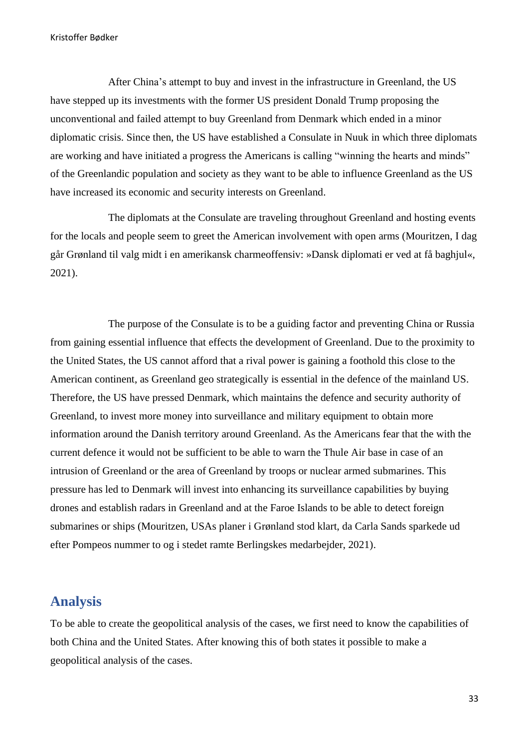After China's attempt to buy and invest in the infrastructure in Greenland, the US have stepped up its investments with the former US president Donald Trump proposing the unconventional and failed attempt to buy Greenland from Denmark which ended in a minor diplomatic crisis. Since then, the US have established a Consulate in Nuuk in which three diplomats are working and have initiated a progress the Americans is calling "winning the hearts and minds" of the Greenlandic population and society as they want to be able to influence Greenland as the US have increased its economic and security interests on Greenland.

The diplomats at the Consulate are traveling throughout Greenland and hosting events for the locals and people seem to greet the American involvement with open arms (Mouritzen, I dag går Grønland til valg midt i en amerikansk charmeoffensiv: »Dansk diplomati er ved at få baghjul«, 2021).

The purpose of the Consulate is to be a guiding factor and preventing China or Russia from gaining essential influence that effects the development of Greenland. Due to the proximity to the United States, the US cannot afford that a rival power is gaining a foothold this close to the American continent, as Greenland geo strategically is essential in the defence of the mainland US. Therefore, the US have pressed Denmark, which maintains the defence and security authority of Greenland, to invest more money into surveillance and military equipment to obtain more information around the Danish territory around Greenland. As the Americans fear that the with the current defence it would not be sufficient to be able to warn the Thule Air base in case of an intrusion of Greenland or the area of Greenland by troops or nuclear armed submarines. This pressure has led to Denmark will invest into enhancing its surveillance capabilities by buying drones and establish radars in Greenland and at the Faroe Islands to be able to detect foreign submarines or ships (Mouritzen, USAs planer i Grønland stod klart, da Carla Sands sparkede ud efter Pompeos nummer to og i stedet ramte Berlingskes medarbejder, 2021).

## Analysis

To be able to create the geopolitical analysis of the cases, we first need to know the capabilities of both China and the United States. After knowing this of both states it possible to make a geopolitical analysis of the cases.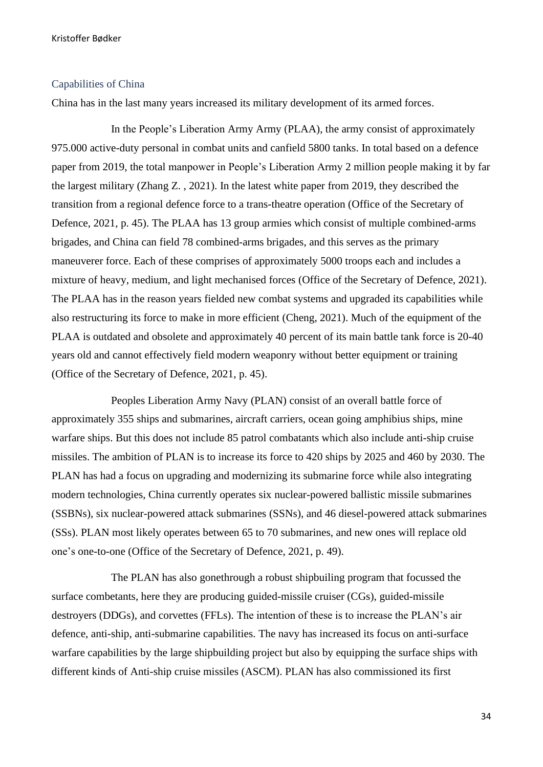## Capabilities of China

China has in the last many years increased its military development of its armed forces.

In the People's Liberation Army Army (PLAA), the army consist of approximately 975.000 active-duty personal in combat units and canfield 5800 tanks. In total based on a defence paper from 2019, the total manpower in People's Liberation Army 2 million people making it by far the largest military (Zhang Z. , 2021). In the latest white paper from 2019, they described the transition from a regional defence force to a trans-theatre operation (Office of the Secretary of Defence, 2021, p. 45). The PLAA has 13 group armies which consist of multiple combined-arms brigades, and China can field 78 combined-arms brigades, and this serves as the primary maneuverer force. Each of these comprises of approximately 5000 troops each and includes a mixture of heavy, medium, and light mechanised forces (Office of the Secretary of Defence, 2021). The PLAA has in the reason years fielded new combat systems and upgraded its capabilities while also restructuring its force to make in more efficient (Cheng, 2021). Much of the equipment of the PLAA is outdated and obsolete and approximately 40 percent of its main battle tank force is 20-40 years old and cannot effectively field modern weaponry without better equipment or training (Office of the Secretary of Defence, 2021, p. 45).

Peoples Liberation Army Navy (PLAN) consist of an overall battle force of approximately 355 ships and submarines, aircraft carriers, ocean going amphibius ships, mine warfare ships. But this does not include 85 patrol combatants which also include anti-ship cruise missiles. The ambition of PLAN is to increase its force to 420 ships by 2025 and 460 by 2030. The PLAN has had a focus on upgrading and modernizing its submarine force while also integrating modern technologies, China currently operates six nuclear-powered ballistic missile submarines (SSBNs), six nuclear-powered attack submarines (SSNs), and 46 diesel-powered attack submarines (SSs). PLAN most likely operates between 65 to 70 submarines, and new ones will replace old one's one-to-one (Office of the Secretary of Defence, 2021, p. 49).

The PLAN has also gonethrough a robust shipbuiling program that focussed the surface combetants, here they are producing guided-missile cruiser (CGs), guided-missile destroyers (DDGs), and corvettes (FFLs). The intention of these is to increase the PLAN's air defence, anti-ship, anti-submarine capabilities. The navy has increased its focus on anti-surface warfare capabilities by the large shipbuilding project but also by equipping the surface ships with different kinds of Anti-ship cruise missiles (ASCM). PLAN has also commissioned its first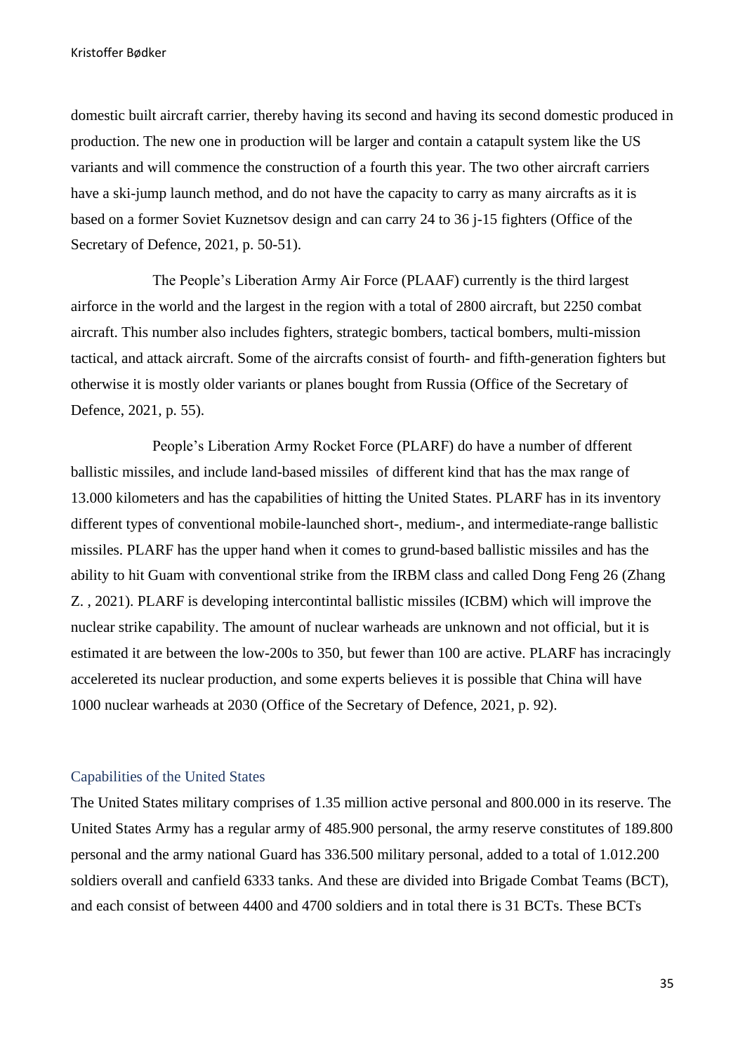domestic built aircraft carrier, thereby having its second and having its second domestic produced in production. The new one in production will be larger and contain a catapult system like the US variants and will commence the construction of a fourth this year. The two other aircraft carriers have a ski-jump launch method, and do not have the capacity to carry as many aircrafts as it is based on a former Soviet Kuznetsov design and can carry 24 to 36 j-15 fighters (Office of the Secretary of Defence, 2021, p. 50-51).

The People's Liberation Army Air Force (PLAAF) currently is the third largest airforce in the world and the largest in the region with a total of 2800 aircraft, but 2250 combat aircraft. This number also includes fighters, strategic bombers, tactical bombers, multi-mission tactical, and attack aircraft. Some of the aircrafts consist of fourth- and fifth-generation fighters but otherwise it is mostly older variants or planes bought from Russia (Office of the Secretary of Defence, 2021, p. 55).

People's Liberation Army Rocket Force (PLARF) do have a number of dfferent ballistic missiles, and include land-based missiles  of different kind that has the max range of 13.000 kilometers and has the capabilities of hitting the United States. PLARF has in its inventory different types of conventional mobile-launched short-, medium-, and intermediate-range ballistic missiles. PLARF has the upper hand when it comes to grund-based ballistic missiles and has the ability to hit Guam with conventional strike from the IRBM class and called Dong Feng 26 (Zhang Z. , 2021). PLARF is developing intercontintal ballistic missiles (ICBM) which will improve the nuclear strike capability. The amount of nuclear warheads are unknown and not official, but it is estimated it are between the low-200s to 350, but fewer than 100 are active. PLARF has incracingly accelereted its nuclear production, and some experts believes it is possible that China will have 1000 nuclear warheads at 2030 (Office of the Secretary of Defence, 2021, p. 92).

### Capabilities of the United States

The United States military comprises of 1.35 million active personal and 800.000 in its reserve. The United States Army has a regular army of 485.900 personal, the army reserve constitutes of 189.800 personal and the army national Guard has 336.500 military personal, added to a total of 1.012.200 soldiers overall and canfield 6333 tanks. And these are divided into Brigade Combat Teams (BCT), and each consist of between 4400 and 4700 soldiers and in total there is 31 BCTs. These BCTs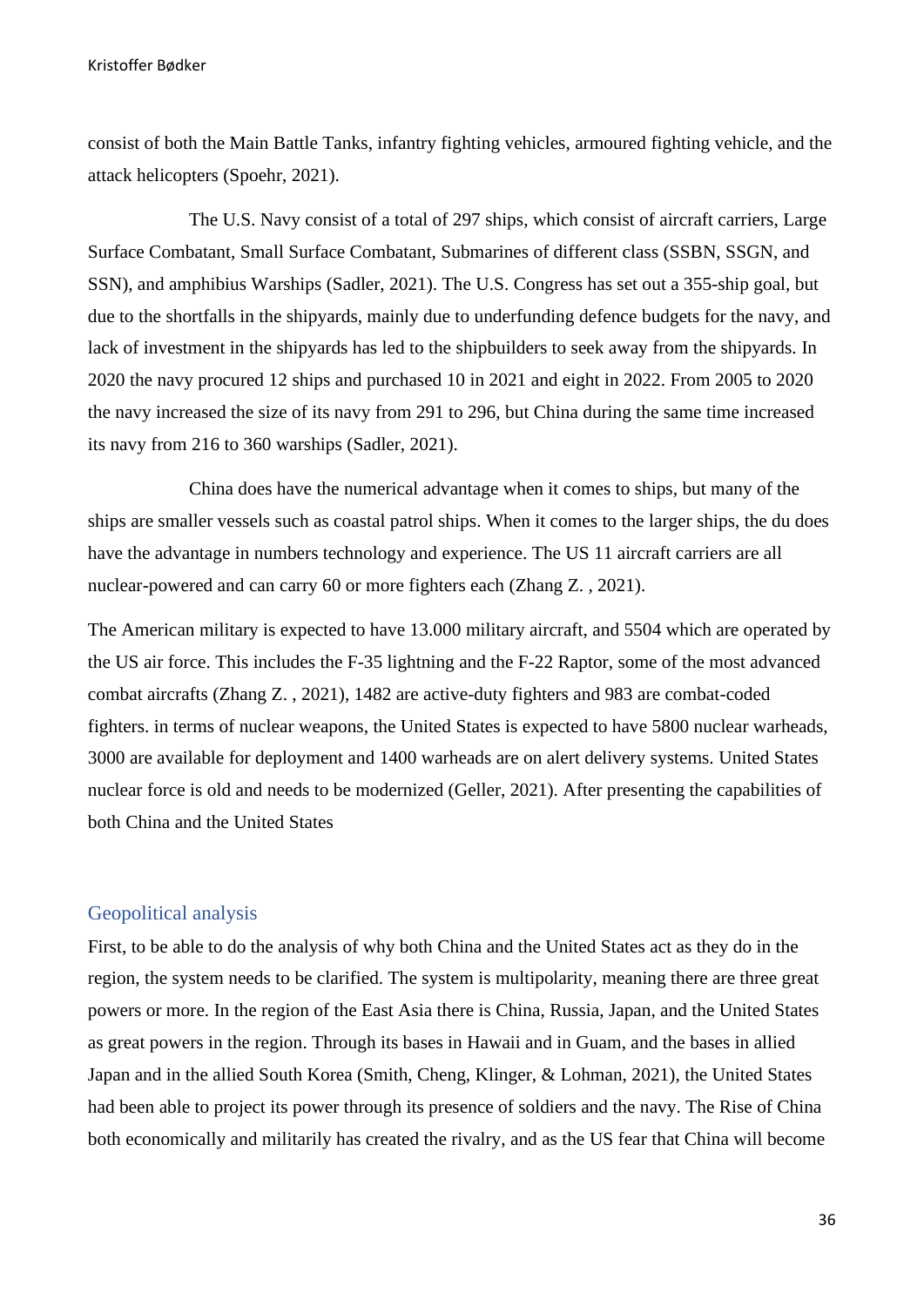consist of both the Main Battle Tanks, infantry fighting vehicles, armoured fighting vehicle, and the attack helicopters (Spoehr, 2021).

The U.S. Navy consist of a total of 297 ships, which consist of aircraft carriers, Large Surface Combatant, Small Surface Combatant, Submarines of different class (SSBN, SSGN, and SSN), and amphibius Warships (Sadler, 2021). The U.S. Congress has set out a 355-ship goal, but due to the shortfalls in the shipyards, mainly due to underfunding defence budgets for the navy, and lack of investment in the shipyards has led to the shipbuilders to seek away from the shipyards. In 2020 the navy procured 12 ships and purchased 10 in 2021 and eight in 2022. From 2005 to 2020 the navy increased the size of its navy from 291 to 296, but China during the same time increased its navy from 216 to 360 warships (Sadler, 2021).

China does have the numerical advantage when it comes to ships, but many of the ships are smaller vessels such as coastal patrol ships. When it comes to the larger ships, the du does have the advantage in numbers technology and experience. The US 11 aircraft carriers are all nuclear-powered and can carry 60 or more fighters each (Zhang Z. , 2021).

The American military is expected to have 13.000 military aircraft, and 5504 which are operated by the US air force. This includes the F-35 lightning and the F-22 Raptor, some of the most advanced combat aircrafts (Zhang Z. , 2021), 1482 are active-duty fighters and 983 are combat-coded fighters. in terms of nuclear weapons, the United States is expected to have 5800 nuclear warheads, 3000 are available for deployment and 1400 warheads are on alert delivery systems. United States nuclear force is old and needs to be modernized (Geller, 2021). After presenting the capabilities of both China and the United States

## Geopolitical analysis

First, to be able to do the analysis of why both China and the United States act as they do in the region, the system needs to be clarified. The system is multipolarity, meaning there are three great powers or more. In the region of the East Asia there is China, Russia, Japan, and the United States as great powers in the region. Through its bases in Hawaii and in Guam, and the bases in allied Japan and in the allied South Korea (Smith, Cheng, Klinger, & Lohman, 2021), the United States had been able to project its power through its presence of soldiers and the navy. The Rise of China both economically and militarily has created the rivalry, and as the US fear that China will become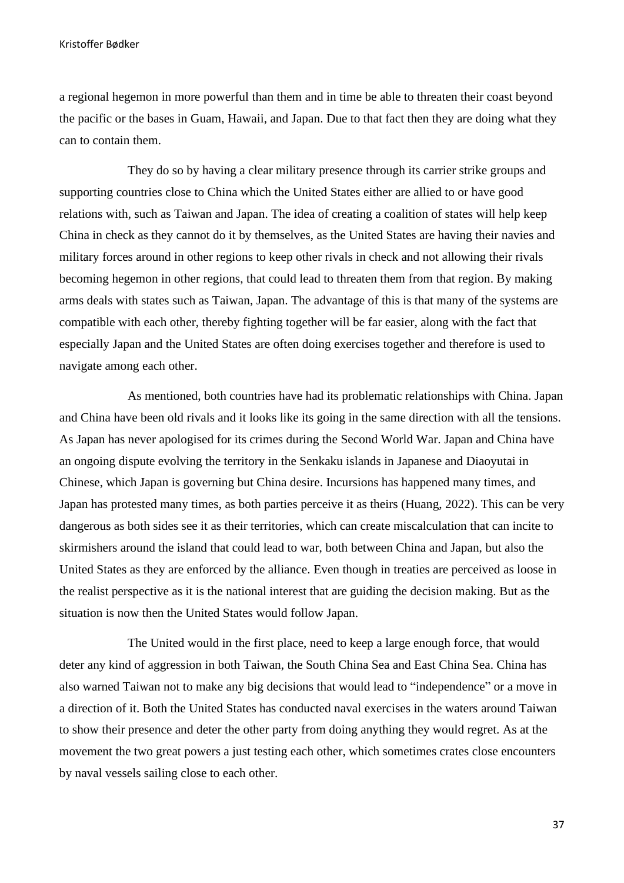a regional hegemon in more powerful than them and in time be able to threaten their coast beyond the pacific or the bases in Guam, Hawaii, and Japan. Due to that fact then they are doing what they can to contain them.

They do so by having a clear military presence through its carrier strike groups and supporting countries close to China which the United States either are allied to or have good relations with, such as Taiwan and Japan. The idea of creating a coalition of states will help keep China in check as they cannot do it by themselves, as the United States are having their navies and military forces around in other regions to keep other rivals in check and not allowing their rivals becoming hegemon in other regions, that could lead to threaten them from that region. By making arms deals with states such as Taiwan, Japan. The advantage of this is that many of the systems are compatible with each other, thereby fighting together will be far easier, along with the fact that especially Japan and the United States are often doing exercises together and therefore is used to navigate among each other.

As mentioned, both countries have had its problematic relationships with China. Japan and China have been old rivals and it looks like its going in the same direction with all the tensions. As Japan has never apologised for its crimes during the Second World War. Japan and China have an ongoing dispute evolving the territory in the Senkaku islands in Japanese and Diaoyutai in Chinese, which Japan is governing but China desire. Incursions has happened many times, and Japan has protested many times, as both parties perceive it as theirs (Huang, 2022). This can be very dangerous as both sides see it as their territories, which can create miscalculation that can incite to skirmishers around the island that could lead to war, both between China and Japan, but also the United States as they are enforced by the alliance. Even though in treaties are perceived as loose in the realist perspective as it is the national interest that are guiding the decision making. But as the situation is now then the United States would follow Japan.

The United would in the first place, need to keep a large enough force, that would deter any kind of aggression in both Taiwan, the South China Sea and East China Sea. China has also warned Taiwan not to make any big decisions that would lead to "independence" or a move in a direction of it. Both the United States has conducted naval exercises in the waters around Taiwan to show their presence and deter the other party from doing anything they would regret. As at the movement the two great powers a just testing each other, which sometimes crates close encounters by naval vessels sailing close to each other.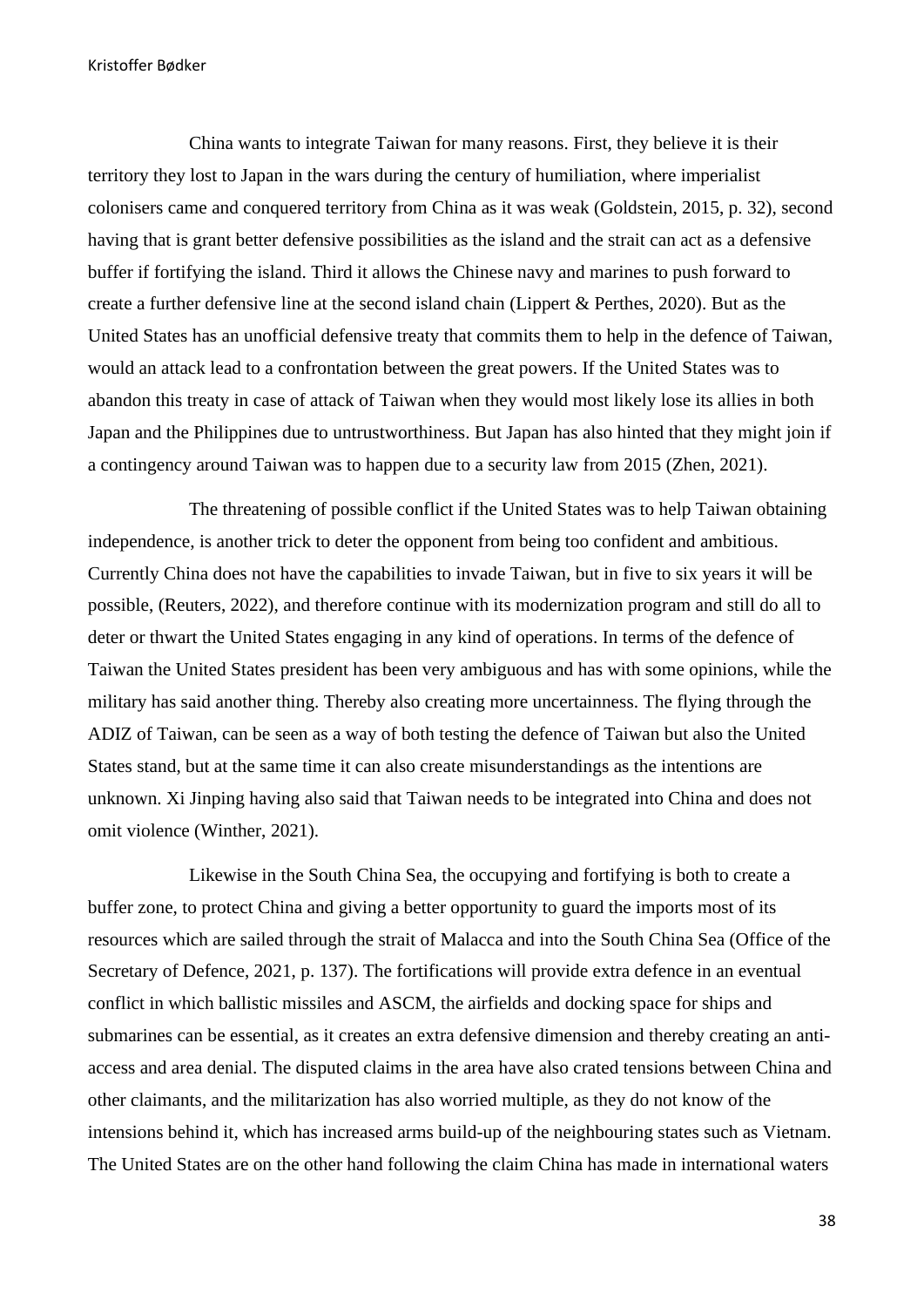China wants to integrate Taiwan for many reasons. First, they believe it is their territory they lost to Japan in the wars during the century of humiliation, where imperialist colonisers came and conquered territory from China as it was weak (Goldstein, 2015, p. 32), second having that is grant better defensive possibilities as the island and the strait can act as a defensive buffer if fortifying the island. Third it allows the Chinese navy and marines to push forward to create a further defensive line at the second island chain (Lippert & Perthes, 2020). But as the United States has an unofficial defensive treaty that commits them to help in the defence of Taiwan, would an attack lead to a confrontation between the great powers. If the United States was to abandon this treaty in case of attack of Taiwan when they would most likely lose its allies in both Japan and the Philippines due to untrustworthiness. But Japan has also hinted that they might join if a contingency around Taiwan was to happen due to a security law from 2015 (Zhen, 2021).

The threatening of possible conflict if the United States was to help Taiwan obtaining independence, is another trick to deter the opponent from being too confident and ambitious. Currently China does not have the capabilities to invade Taiwan, but in five to six years it will be possible, (Reuters, 2022), and therefore continue with its modernization program and still do all to deter or thwart the United States engaging in any kind of operations. In terms of the defence of Taiwan the United States president has been very ambiguous and has with some opinions, while the military has said another thing. Thereby also creating more uncertainness. The flying through the ADIZ of Taiwan, can be seen as a way of both testing the defence of Taiwan but also the United States stand, but at the same time it can also create misunderstandings as the intentions are unknown. Xi Jinping having also said that Taiwan needs to be integrated into China and does not omit violence (Winther, 2021).

Likewise in the South China Sea, the occupying and fortifying is both to create a buffer zone, to protect China and giving a better opportunity to guard the imports most of its resources which are sailed through the strait of Malacca and into the South China Sea (Office of the Secretary of Defence, 2021, p. 137). The fortifications will provide extra defence in an eventual conflict in which ballistic missiles and ASCM, the airfields and docking space for ships and submarines can be essential, as it creates an extra defensive dimension and thereby creating an anti-access and area denial. The disputed claims in the area have also crated tensions between China and other claimants, and the militarization has also worried multiple, as they do not know of the intensions behind it, which has increased arms build-up of the neighbouring states such as Vietnam. The United States are on the other hand following the claim China has made in international waters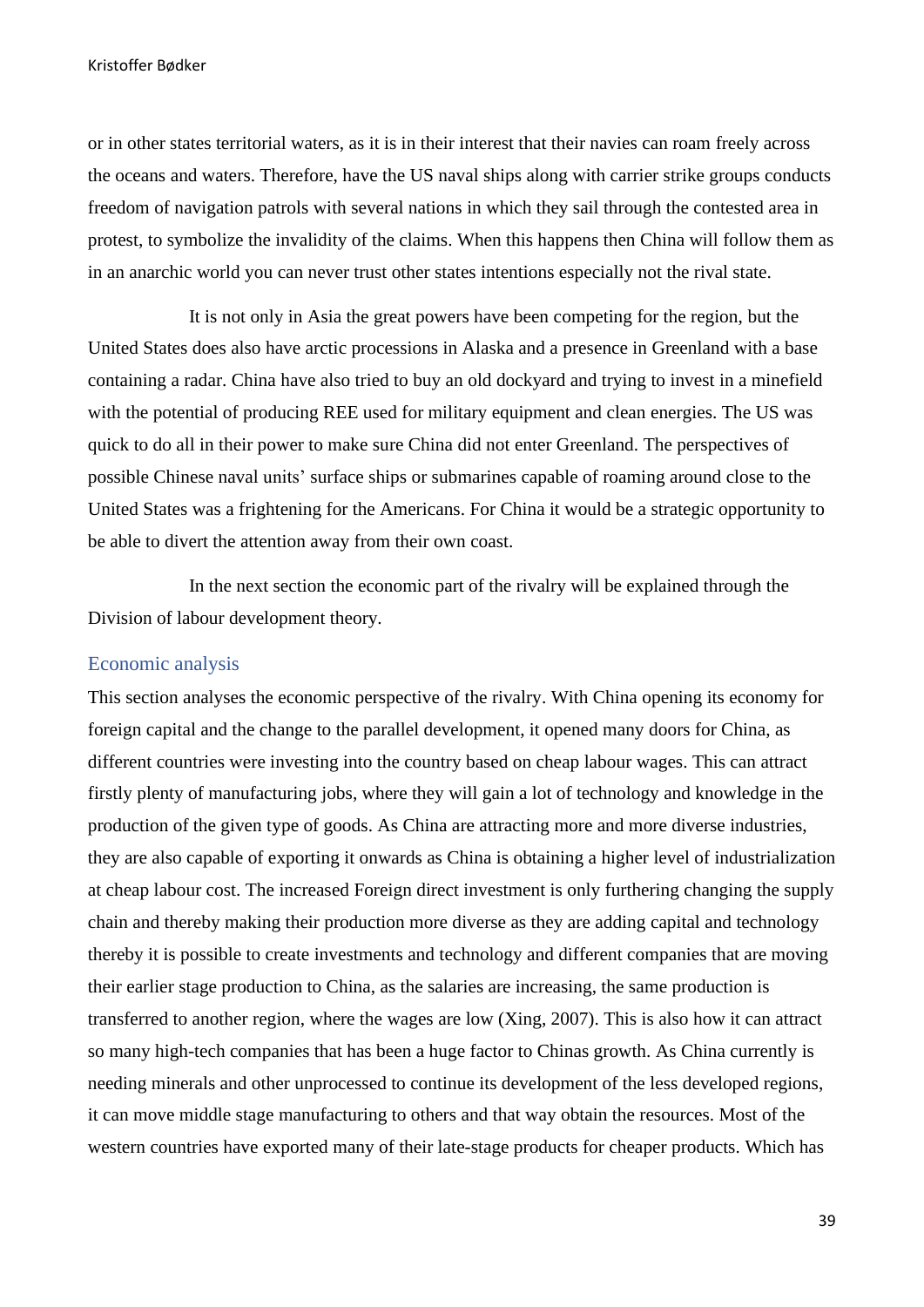or in other states territorial waters, as it is in their interest that their navies can roam freely across the oceans and waters. Therefore, have the US naval ships along with carrier strike groups conducts freedom of navigation patrols with several nations in which they sail through the contested area in protest, to symbolize the invalidity of the claims. When this happens then China will follow them as in an anarchic world you can never trust other states intentions especially not the rival state.

It is not only in Asia the great powers have been competing for the region, but the United States does also have arctic processions in Alaska and a presence in Greenland with a base containing a radar. China have also tried to buy an old dockyard and trying to invest in a minefield with the potential of producing REE used for military equipment and clean energies. The US was quick to do all in their power to make sure China did not enter Greenland. The perspectives of possible Chinese naval units' surface ships or submarines capable of roaming around close to the United States was a frightening for the Americans. For China it would be a strategic opportunity to be able to divert the attention away from their own coast.

In the next section the economic part of the rivalry will be explained through the Division of labour development theory.

## Economic analysis

This section analyses the economic perspective of the rivalry. With China opening its economy for foreign capital and the change to the parallel development, it opened many doors for China, as different countries were investing into the country based on cheap labour wages. This can attract firstly plenty of manufacturing jobs, where they will gain a lot of technology and knowledge in the production of the given type of goods. As China are attracting more and more diverse industries, they are also capable of exporting it onwards as China is obtaining a higher level of industrialization at cheap labour cost. The increased Foreign direct investment is only furthering changing the supply chain and thereby making their production more diverse as they are adding capital and technology thereby it is possible to create investments and technology and different companies that are moving their earlier stage production to China, as the salaries are increasing, the same production is transferred to another region, where the wages are low (Xing, 2007). This is also how it can attract so many high-tech companies that has been a huge factor to Chinas growth. As China currently is needing minerals and other unprocessed to continue its development of the less developed regions, it can move middle stage manufacturing to others and that way obtain the resources. Most of the western countries have exported many of their late-stage products for cheaper products. Which has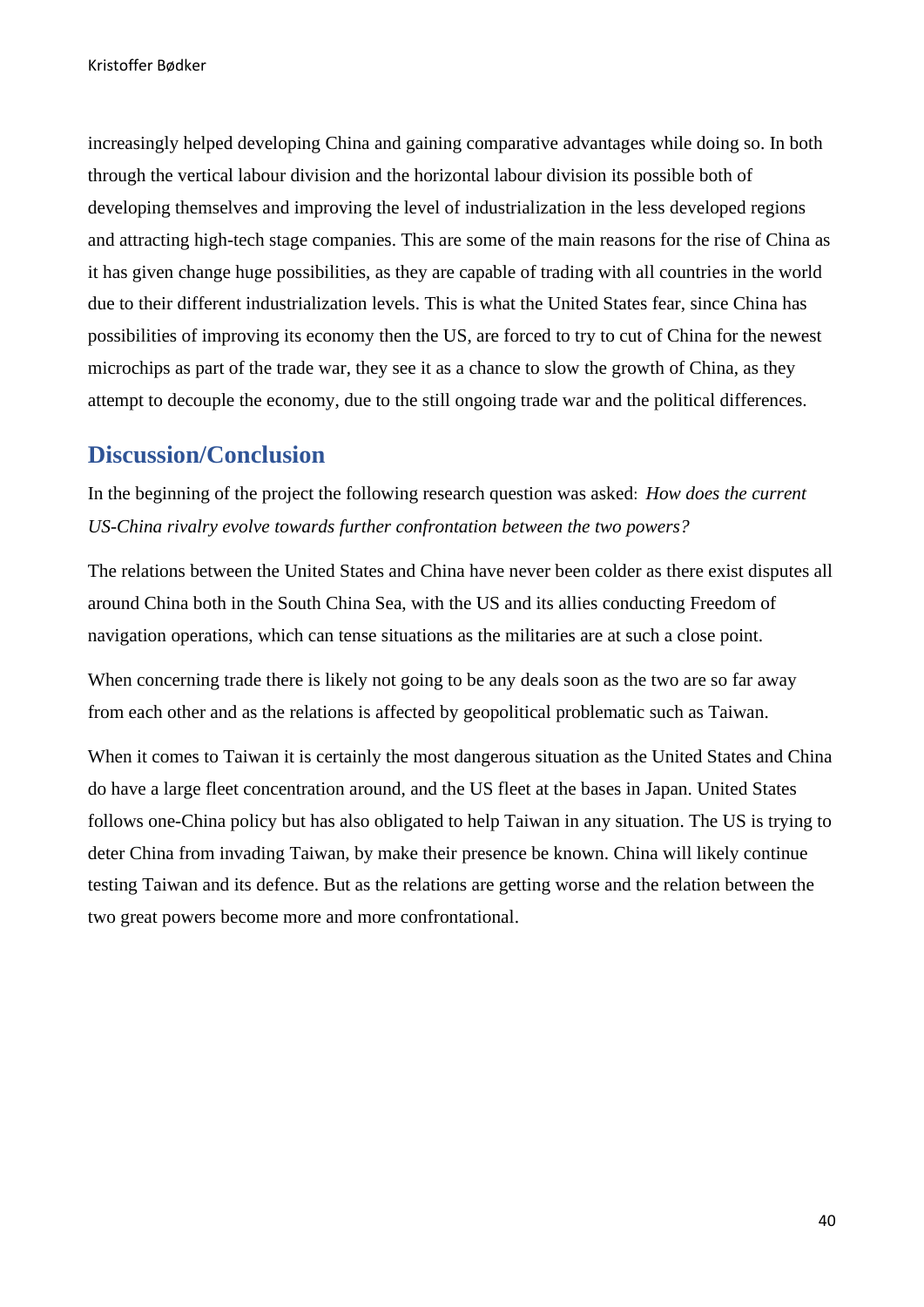increasingly helped developing China and gaining comparative advantages while doing so. In both through the vertical labour division and the horizontal labour division its possible both of developing themselves and improving the level of industrialization in the less developed regions and attracting high-tech stage companies. This are some of the main reasons for the rise of China as it has given change huge possibilities, as they are capable of trading with all countries in the world due to their different industrialization levels. This is what the United States fear, since China has possibilities of improving its economy then the US, are forced to try to cut of China for the newest microchips as part of the trade war, they see it as a chance to slow the growth of China, as they attempt to decouple the economy, due to the still ongoing trade war and the political differences.

## Discussion/Conclusion

In the beginning of the project the following research question was asked: *How does the current US-China rivalry evolve towards further confrontation between the two powers?*

The relations between the United States and China have never been colder as there exist disputes all around China both in the South China Sea, with the US and its allies conducting Freedom of navigation operations, which can tense situations as the militaries are at such a close point.

When concerning trade there is likely not going to be any deals soon as the two are so far away from each other and as the relations is affected by geopolitical problematic such as Taiwan.

When it comes to Taiwan it is certainly the most dangerous situation as the United States and China do have a large fleet concentration around, and the US fleet at the bases in Japan. United States follows one-China policy but has also obligated to help Taiwan in any situation. The US is trying to deter China from invading Taiwan, by make their presence be known. China will likely continue testing Taiwan and its defence. But as the relations are getting worse and the relation between the two great powers become more and more confrontational.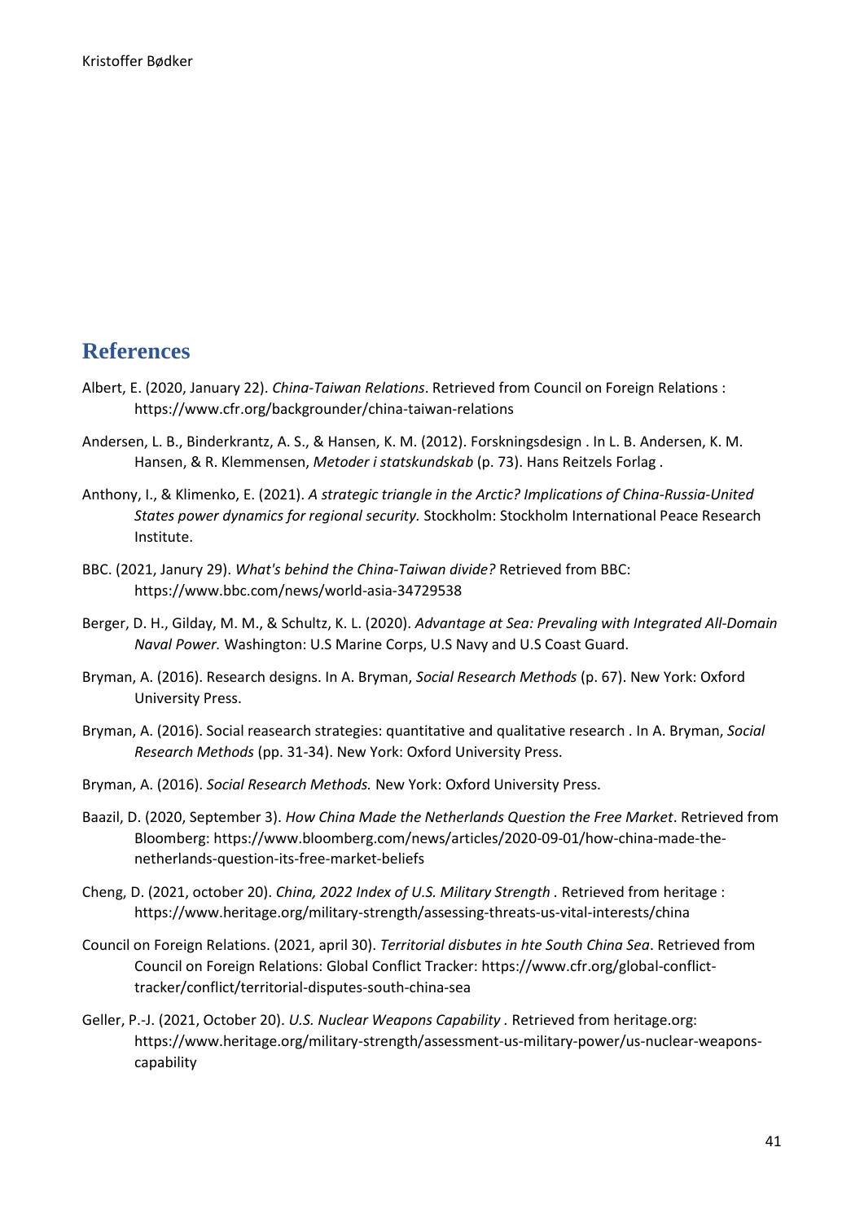# References

Albert, E. (2020, January 22). *China-Taiwan Relations*. Retrieved from Council on Foreign Relations : https://www.cfr.org/backgrounder/china-taiwan-relations

Andersen, L. B., Binderkrantz, A. S., & Hansen, K. M. (2012). Forskningsdesign . In L. B. Andersen, K. M. Hansen, & R. Klemmensen, *Metoder i statskundskab* (p. 73). Hans Reitzels Forlag .

Anthony, I., & Klimenko, E. (2021). *A strategic triangle in the Arctic? Implications of China-Russia-United States power dynamics for regional security.* Stockholm: Stockholm International Peace Research Institute.

BBC. (2021, Janury 29). *What's behind the China-Taiwan divide?* Retrieved from BBC: https://www.bbc.com/news/world-asia-34729538

Berger, D. H., Gilday, M. M., & Schultz, K. L. (2020). *Advantage at Sea: Prevaling with Integrated All-Domain Naval Power.* Washington: U.S Marine Corps, U.S Navy and U.S Coast Guard.

Bryman, A. (2016). Research designs. In A. Bryman, *Social Research Methods* (p. 67). New York: Oxford University Press.

Bryman, A. (2016). Social reasearch strategies: quantitative and qualitative research . In A. Bryman, *Social Research Methods* (pp. 31-34). New York: Oxford University Press.

Bryman, A. (2016). *Social Research Methods.* New York: Oxford University Press.

Baazil, D. (2020, September 3). *How China Made the Netherlands Question the Free Market*. Retrieved from Bloomberg: https://www.bloomberg.com/news/articles/2020-09-01/how-china-made-the-netherlands-question-its-free-market-beliefs

Cheng, D. (2021, october 20). *China, 2022 Index of U.S. Military Strength* . Retrieved from heritage : https://www.heritage.org/military-strength/assessing-threats-us-vital-interests/china

Council on Foreign Relations. (2021, april 30). *Territorial disbutes in hte South China Sea*. Retrieved from Council on Foreign Relations: Global Conflict Tracker: https://www.cfr.org/global-conflict-tracker/conflict/territorial-disputes-south-china-sea

Geller, P.-J. (2021, October 20). *U.S. Nuclear Weapons Capability* . Retrieved from heritage.org: https://www.heritage.org/military-strength/assessment-us-military-power/us-nuclear-weapons-capability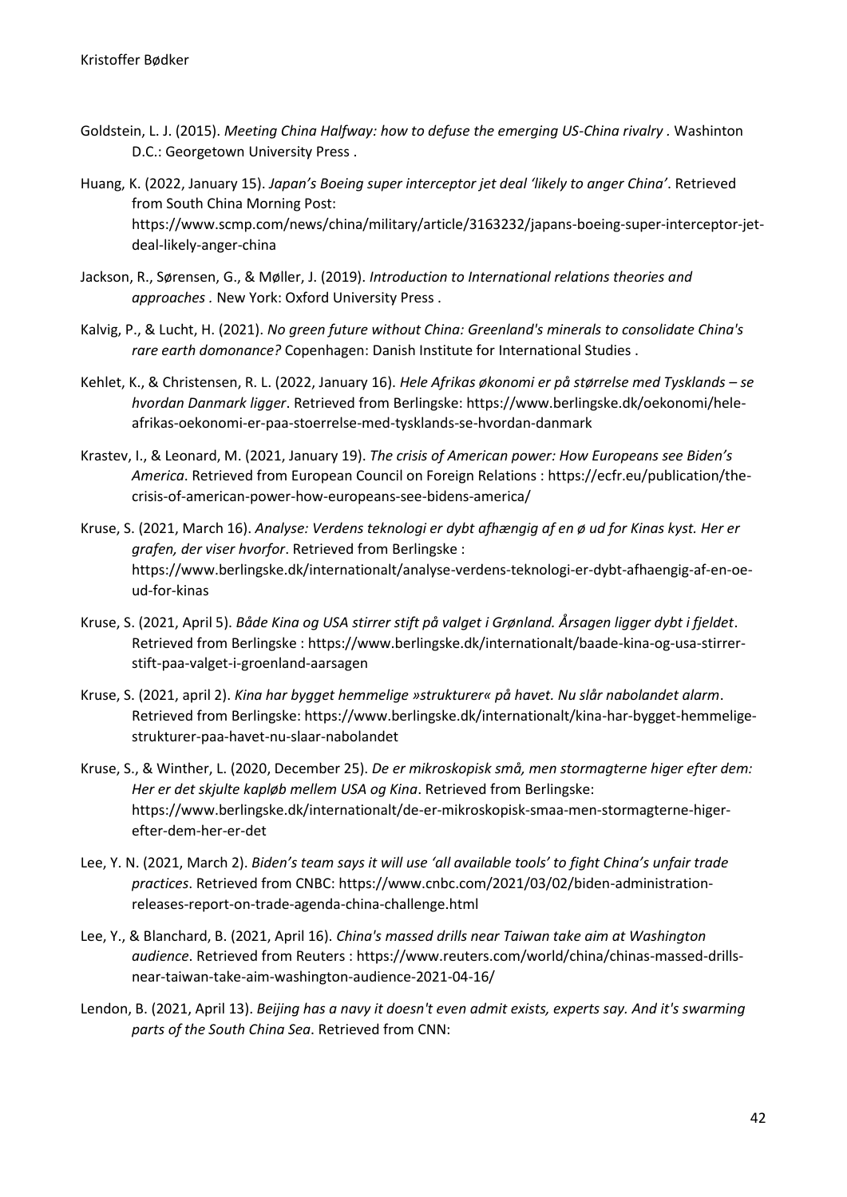Goldstein, L. J. (2015). *Meeting China Halfway: how to defuse the emerging US-China rivalry* . Washinton D.C.: Georgetown University Press .

Huang, K. (2022, January 15). *Japan's Boeing super interceptor jet deal 'likely to anger China'*. Retrieved from South China Morning Post: https://www.scmp.com/news/china/military/article/3163232/japans-boeing-super-interceptor-jet-deal-likely-anger-china

Jackson, R., Sørensen, G., & Møller, J. (2019). *Introduction to International relations theories and approaches* . New York: Oxford University Press .

Kalvig, P., & Lucht, H. (2021). *No green future without China: Greenland's minerals to consolidate China's rare earth domonance?* Copenhagen: Danish Institute for International Studies .

Kehlet, K., & Christensen, R. L. (2022, January 16). *Hele Afrikas økonomi er på størrelse med Tysklands – se hvordan Danmark ligger*. Retrieved from Berlingske: https://www.berlingske.dk/oekonomi/hele-afrikas-oekonomi-er-paa-stoerrelse-med-tysklands-se-hvordan-danmark

Krastev, I., & Leonard, M. (2021, January 19). *The crisis of American power: How Europeans see Biden's America*. Retrieved from European Council on Foreign Relations : https://ecfr.eu/publication/the-crisis-of-american-power-how-europeans-see-bidens-america/

Kruse, S. (2021, March 16). *Analyse: Verdens teknologi er dybt afhængig af en ø ud for Kinas kyst. Her er grafen, der viser hvorfor*. Retrieved from Berlingske : https://www.berlingske.dk/internationalt/analyse-verdens-teknologi-er-dybt-afhaengig-af-en-oe-ud-for-kinas

Kruse, S. (2021, April 5). *Både Kina og USA stirrer stift på valget i Grønland. Årsagen ligger dybt i fjeldet*. Retrieved from Berlingske : https://www.berlingske.dk/internationalt/baade-kina-og-usa-stirrer-stift-paa-valget-i-groenland-aarsagen

Kruse, S. (2021, april 2). *Kina har bygget hemmelige »strukturer« på havet. Nu slår nabolandet alarm*. Retrieved from Berlingske: https://www.berlingske.dk/internationalt/kina-har-bygget-hemmelige-strukturer-paa-havet-nu-slaar-nabolandet

Kruse, S., & Winther, L. (2020, December 25). *De er mikroskopisk små, men stormagterne higer efter dem: Her er det skjulte kapløb mellem USA og Kina*. Retrieved from Berlingske: https://www.berlingske.dk/internationalt/de-er-mikroskopisk-smaa-men-stormagterne-higer-efter-dem-her-er-det

Lee, Y. N. (2021, March 2). *Biden's team says it will use 'all available tools' to fight China's unfair trade practices*. Retrieved from CNBC: https://www.cnbc.com/2021/03/02/biden-administration-releases-report-on-trade-agenda-china-challenge.html

Lee, Y., & Blanchard, B. (2021, April 16). *China's massed drills near Taiwan take aim at Washington audience*. Retrieved from Reuters : https://www.reuters.com/world/china/chinas-massed-drills-near-taiwan-take-aim-washington-audience-2021-04-16/

Lendon, B. (2021, April 13). *Beijing has a navy it doesn't even admit exists, experts say. And it's swarming parts of the South China Sea*. Retrieved from CNN: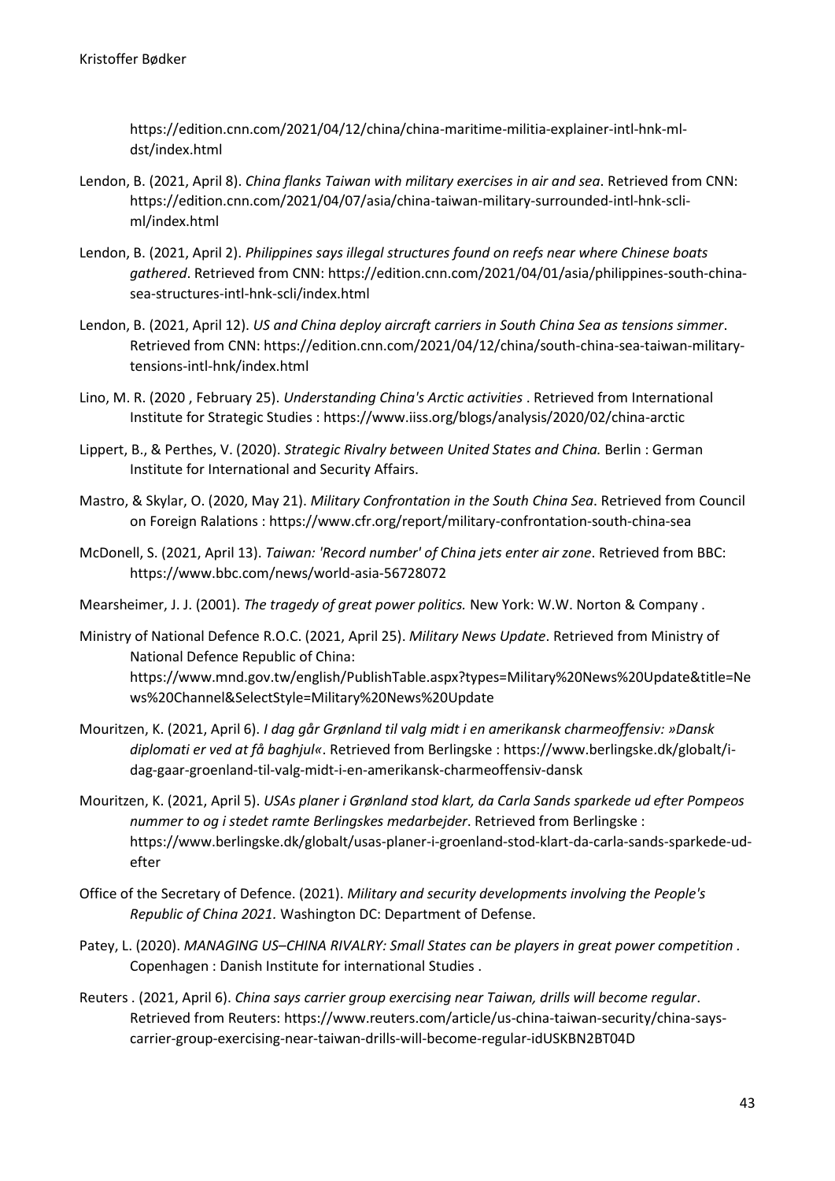https://edition.cnn.com/2021/04/12/china/china-maritime-militia-explainer-intl-hnk-ml-dst/index.html

Lendon, B. (2021, April 8). *China flanks Taiwan with military exercises in air and sea*. Retrieved from CNN: https://edition.cnn.com/2021/04/07/asia/china-taiwan-military-surrounded-intl-hnk-scli-ml/index.html

Lendon, B. (2021, April 2). *Philippines says illegal structures found on reefs near where Chinese boats gathered*. Retrieved from CNN: https://edition.cnn.com/2021/04/01/asia/philippines-south-china-sea-structures-intl-hnk-scli/index.html

Lendon, B. (2021, April 12). *US and China deploy aircraft carriers in South China Sea as tensions simmer*. Retrieved from CNN: https://edition.cnn.com/2021/04/12/china/south-china-sea-taiwan-military-tensions-intl-hnk/index.html

Lino, M. R. (2020 , February 25). *Understanding China's Arctic activities* . Retrieved from International Institute for Strategic Studies : https://www.iiss.org/blogs/analysis/2020/02/china-arctic

Lippert, B., & Perthes, V. (2020). *Strategic Rivalry between United States and China.* Berlin : German Institute for International and Security Affairs.

Mastro, & Skylar, O. (2020, May 21). *Military Confrontation in the South China Sea*. Retrieved from Council on Foreign Ralations : https://www.cfr.org/report/military-confrontation-south-china-sea

McDonell, S. (2021, April 13). *Taiwan: 'Record number' of China jets enter air zone*. Retrieved from BBC: https://www.bbc.com/news/world-asia-56728072

Mearsheimer, J. J. (2001). *The tragedy of great power politics.* New York: W.W. Norton & Company .

Ministry of National Defence R.O.C. (2021, April 25). *Military News Update*. Retrieved from Ministry of National Defence Republic of China: https://www.mnd.gov.tw/english/PublishTable.aspx?types=Military%20News%20Update&title=News%20Channel&SelectStyle=Military%20News%20Update

Mouritzen, K. (2021, April 6). *I dag går Grønland til valg midt i en amerikansk charmeoffensiv: »Dansk diplomati er ved at få baghjul«*. Retrieved from Berlingske : https://www.berlingske.dk/globalt/i-dag-gaar-groenland-til-valg-midt-i-en-amerikansk-charmeoffensiv-dansk

Mouritzen, K. (2021, April 5). *USAs planer i Grønland stod klart, da Carla Sands sparkede ud efter Pompeos nummer to og i stedet ramte Berlingskes medarbejder*. Retrieved from Berlingske : https://www.berlingske.dk/globalt/usas-planer-i-groenland-stod-klart-da-carla-sands-sparkede-ud-efter

Office of the Secretary of Defence. (2021). *Military and security developments involving the People's Republic of China 2021.* Washington DC: Department of Defense.

Patey, L. (2020). *MANAGING US–CHINA RIVALRY: Small States can be players in great power competition* . Copenhagen : Danish Institute for international Studies .

Reuters . (2021, April 6). *China says carrier group exercising near Taiwan, drills will become regular*. Retrieved from Reuters: https://www.reuters.com/article/us-china-taiwan-security/china-says-carrier-group-exercising-near-taiwan-drills-will-become-regular-idUSKBN2BT04D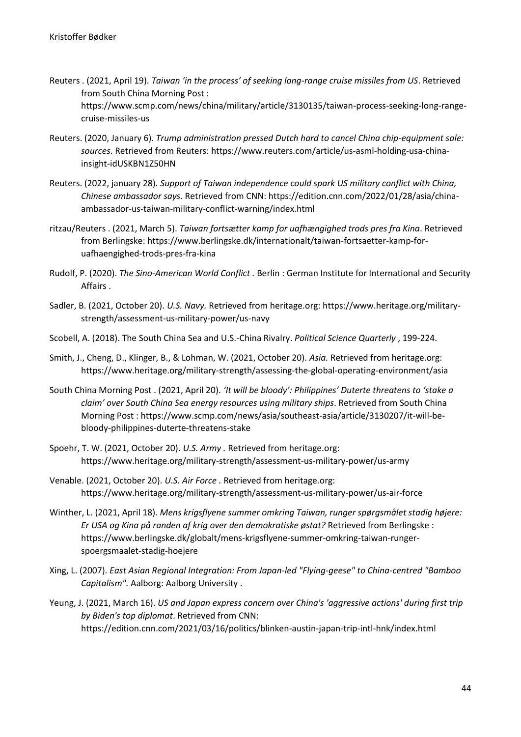Reuters . (2021, April 19). *Taiwan 'in the process' of seeking long-range cruise missiles from US*. Retrieved from South China Morning Post : https://www.scmp.com/news/china/military/article/3130135/taiwan-process-seeking-long-range-cruise-missiles-us

Reuters. (2020, January 6). *Trump administration pressed Dutch hard to cancel China chip-equipment sale: sources*. Retrieved from Reuters: https://www.reuters.com/article/us-asml-holding-usa-china-insight-idUSKBN1Z50HN

Reuters. (2022, january 28). *Support of Taiwan independence could spark US military conflict with China, Chinese ambassador says*. Retrieved from CNN: https://edition.cnn.com/2022/01/28/asia/china-ambassador-us-taiwan-military-conflict-warning/index.html

ritzau/Reuters . (2021, March 5). *Taiwan fortsætter kamp for uafhængighed trods pres fra Kina*. Retrieved from Berlingske: https://www.berlingske.dk/internationalt/taiwan-fortsaetter-kamp-for-uafhaengighed-trods-pres-fra-kina

Rudolf, P. (2020). *The Sino-American World Conflict .* Berlin : German Institute for International and Security Affairs .

Sadler, B. (2021, October 20). *U.S. Navy.* Retrieved from heritage.org: https://www.heritage.org/military-strength/assessment-us-military-power/us-navy

Scobell, A. (2018). The South China Sea and U.S.-China Rivalry. *Political Science Quarterly* , 199-224.

Smith, J., Cheng, D., Klinger, B., & Lohman, W. (2021, October 20). *Asia.* Retrieved from heritage.org: https://www.heritage.org/military-strength/assessing-the-global-operating-environment/asia

South China Morning Post . (2021, April 20). *'It will be bloody': Philippines' Duterte threatens to 'stake a claim' over South China Sea energy resources using military ships*. Retrieved from South China Morning Post : https://www.scmp.com/news/asia/southeast-asia/article/3130207/it-will-be-bloody-philippines-duterte-threatens-stake

Spoehr, T. W. (2021, October 20). *U.S. Army .* Retrieved from heritage.org: https://www.heritage.org/military-strength/assessment-us-military-power/us-army

Venable. (2021, October 20). *U.S. Air Force .* Retrieved from heritage.org: https://www.heritage.org/military-strength/assessment-us-military-power/us-air-force

Winther, L. (2021, April 18). *Mens krigsflyene summer omkring Taiwan, runger spørgsmålet stadig højere: Er USA og Kina på randen af krig over den demokratiske østat?* Retrieved from Berlingske : https://www.berlingske.dk/globalt/mens-krigsflyene-summer-omkring-taiwan-runger-spoergsmaalet-stadig-hoejere

Xing, L. (2007). *East Asian Regional Integration: From Japan-led "Flying-geese" to China-centred "Bamboo Capitalism".* Aalborg: Aalborg University .

Yeung, J. (2021, March 16). *US and Japan express concern over China's 'aggressive actions' during first trip by Biden's top diplomat*. Retrieved from CNN: https://edition.cnn.com/2021/03/16/politics/blinken-austin-japan-trip-intl-hnk/index.html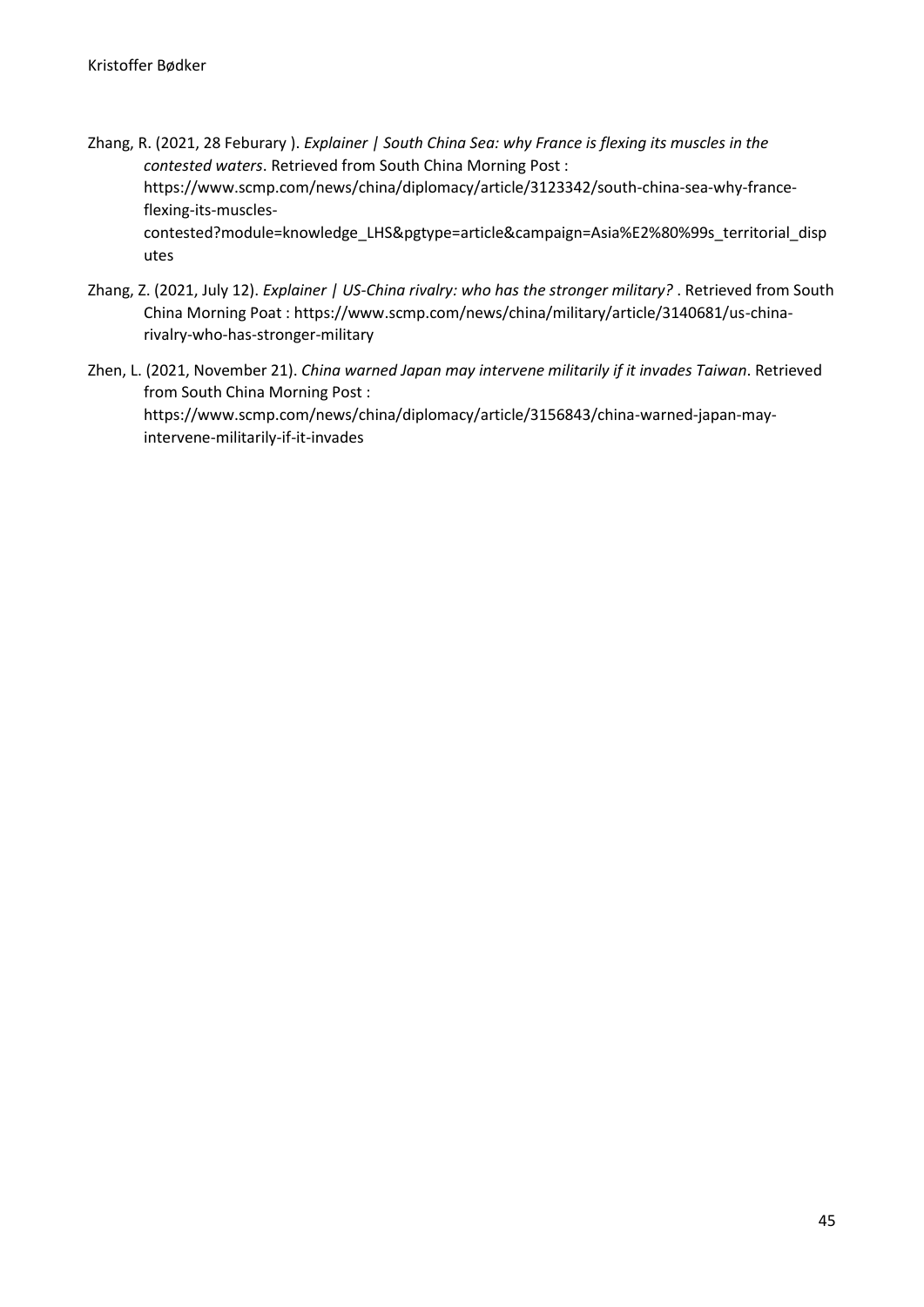Zhang, R. (2021, 28 Feburary ). *Explainer | South China Sea: why France is flexing its muscles in the contested waters*. Retrieved from South China Morning Post : https://www.scmp.com/news/china/diplomacy/article/3123342/south-china-sea-why-france-flexing-its-muscles-contested?module=knowledge_LHS&pgtype=article&campaign=Asia%E2%80%99s_territorial_disputes

Zhang, Z. (2021, July 12). *Explainer | US-China rivalry: who has the stronger military?* . Retrieved from South China Morning Poat : https://www.scmp.com/news/china/military/article/3140681/us-china-rivalry-who-has-stronger-military

Zhen, L. (2021, November 21). *China warned Japan may intervene militarily if it invades Taiwan*. Retrieved from South China Morning Post : https://www.scmp.com/news/china/diplomacy/article/3156843/china-warned-japan-may-intervene-militarily-if-it-invades